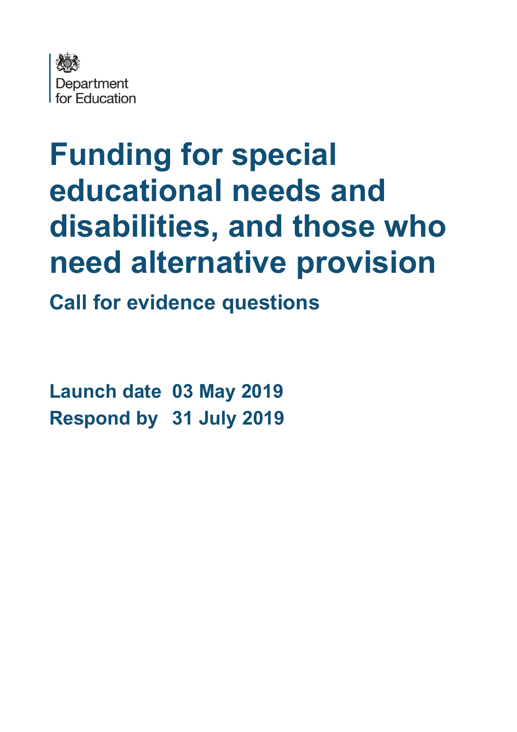Department for Education

# Funding for special educational needs and disabilities, and those who need alternative provision

## Call for evidence questions

**Launch date** 03 May 2019

**Respond by** 31 July 2019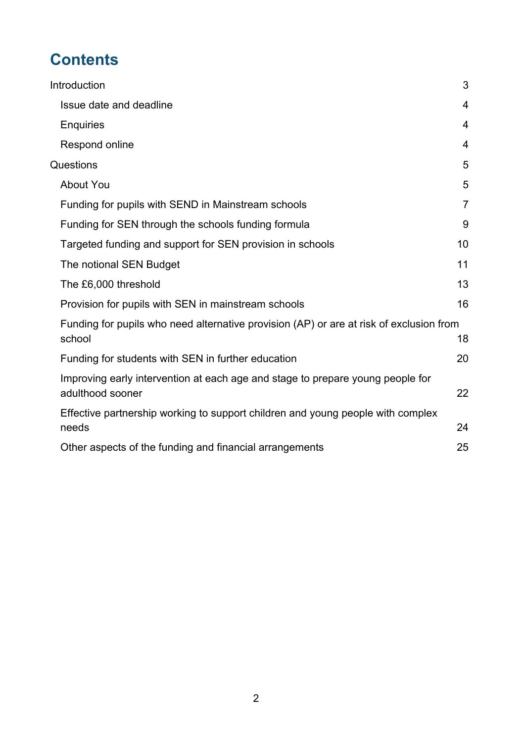# Contents

| | |
|---|---|
| Introduction | 3 |
| Issue date and deadline | 4 |
| Enquiries | 4 |
| Respond online | 4 |
| Questions | 5 |
| About You | 5 |
| Funding for pupils with SEND in Mainstream schools | 7 |
| Funding for SEN through the schools funding formula | 9 |
| Targeted funding and support for SEN provision in schools | 10 |
| The notional SEN Budget | 11 |
| The £6,000 threshold | 13 |
| Provision for pupils with SEN in mainstream schools | 16 |
| Funding for pupils who need alternative provision (AP) or are at risk of exclusion from school | 18 |
| Funding for students with SEN in further education | 20 |
| Improving early intervention at each age and stage to prepare young people for adulthood sooner | 22 |
| Effective partnership working to support children and young people with complex needs | 24 |
| Other aspects of the funding and financial arrangements | 25 |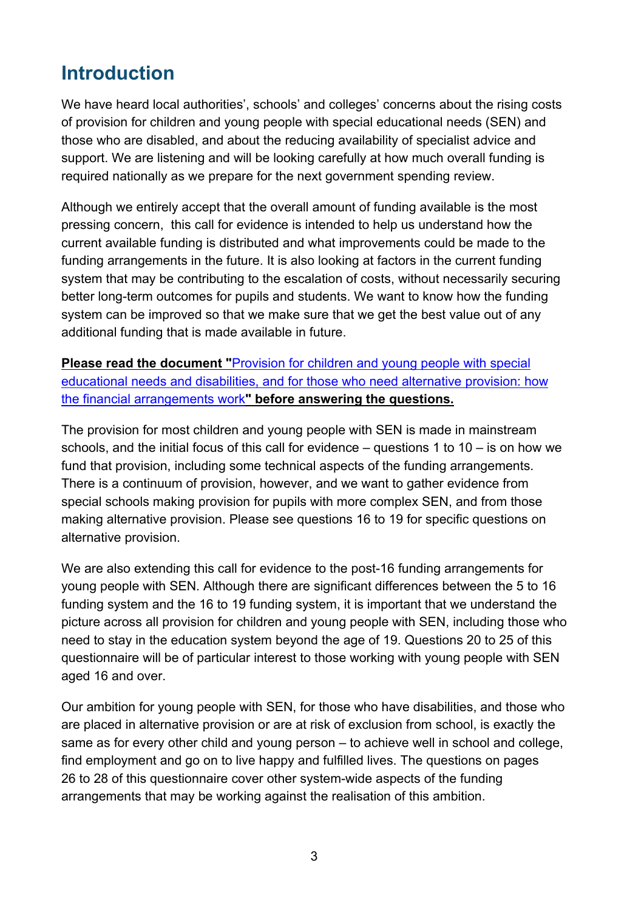# Introduction

We have heard local authorities', schools' and colleges' concerns about the rising costs of provision for children and young people with special educational needs (SEN) and those who are disabled, and about the reducing availability of specialist advice and support. We are listening and will be looking carefully at how much overall funding is required nationally as we prepare for the next government spending review.

Although we entirely accept that the overall amount of funding available is the most pressing concern, this call for evidence is intended to help us understand how the current available funding is distributed and what improvements could be made to the funding arrangements in the future. It is also looking at factors in the current funding system that may be contributing to the escalation of costs, without necessarily securing better long-term outcomes for pupils and students. We want to know how the funding system can be improved so that we make sure that we get the best value out of any additional funding that is made available in future.

**Please read the document "**Provision for children and young people with special educational needs and disabilities, and for those who need alternative provision: how the financial arrangements work**" before answering the questions.**

The provision for most children and young people with SEN is made in mainstream schools, and the initial focus of this call for evidence – questions 1 to 10 – is on how we fund that provision, including some technical aspects of the funding arrangements. There is a continuum of provision, however, and we want to gather evidence from special schools making provision for pupils with more complex SEN, and from those making alternative provision. Please see questions 16 to 19 for specific questions on alternative provision.

We are also extending this call for evidence to the post-16 funding arrangements for young people with SEN. Although there are significant differences between the 5 to 16 funding system and the 16 to 19 funding system, it is important that we understand the picture across all provision for children and young people with SEN, including those who need to stay in the education system beyond the age of 19. Questions 20 to 25 of this questionnaire will be of particular interest to those working with young people with SEN aged 16 and over.

Our ambition for young people with SEN, for those who have disabilities, and those who are placed in alternative provision or are at risk of exclusion from school, is exactly the same as for every other child and young person – to achieve well in school and college, find employment and go on to live happy and fulfilled lives. The questions on pages 26 to 28 of this questionnaire cover other system-wide aspects of the funding arrangements that may be working against the realisation of this ambition.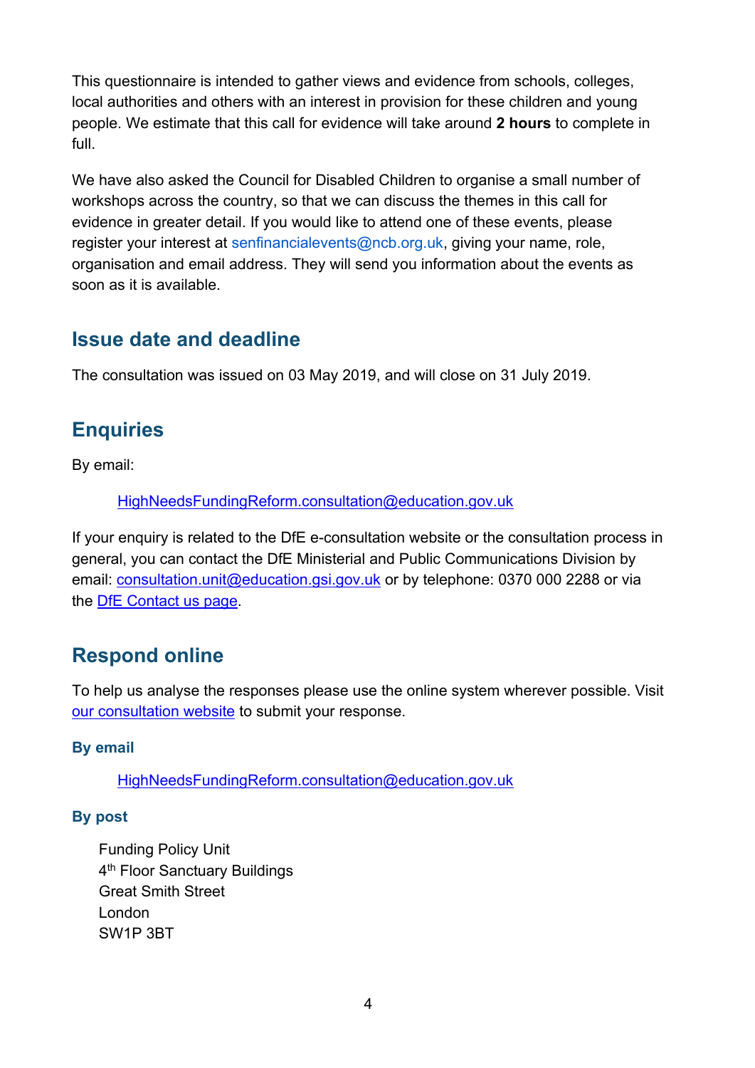This questionnaire is intended to gather views and evidence from schools, colleges, local authorities and others with an interest in provision for these children and young people. We estimate that this call for evidence will take around **2 hours** to complete in full.

We have also asked the Council for Disabled Children to organise a small number of workshops across the country, so that we can discuss the themes in this call for evidence in greater detail. If you would like to attend one of these events, please register your interest at senfinancialevents@ncb.org.uk, giving your name, role, organisation and email address. They will send you information about the events as soon as it is available.

## Issue date and deadline

The consultation was issued on 03 May 2019, and will close on 31 July 2019.

## Enquiries

By email:

HighNeedsFundingReform.consultation@education.gov.uk

If your enquiry is related to the DfE e-consultation website or the consultation process in general, you can contact the DfE Ministerial and Public Communications Division by email: consultation.unit@education.gsi.gov.uk or by telephone: 0370 000 2288 or via the DfE Contact us page.

## Respond online

To help us analyse the responses please use the online system wherever possible. Visit our consultation website to submit your response.

### By email

HighNeedsFundingReform.consultation@education.gov.uk

### By post

Funding Policy Unit
4th Floor Sanctuary Buildings
Great Smith Street
London
SW1P 3BT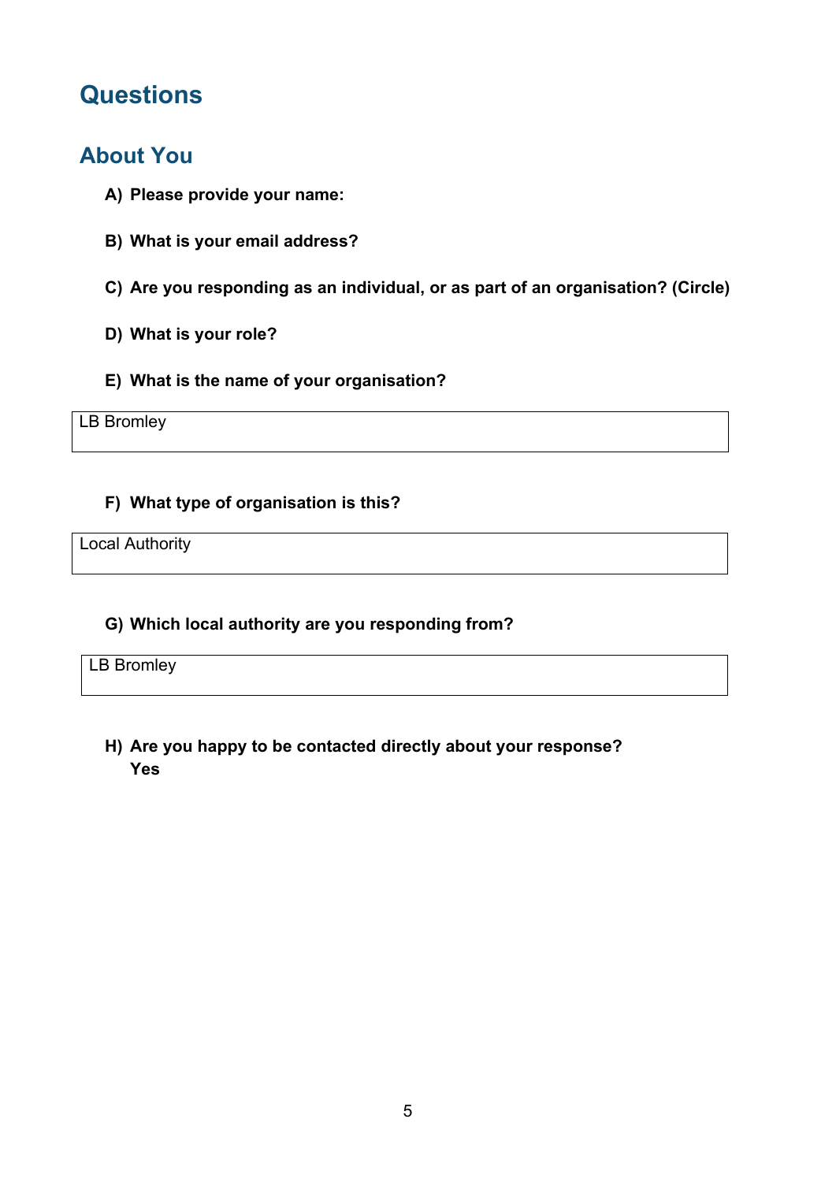# Questions

## About You

**A) Please provide your name:**

**B) What is your email address?**

**C) Are you responding as an individual, or as part of an organisation? (Circle)**

**D) What is your role?**

**E) What is the name of your organisation?**

LB Bromley

**F) What type of organisation is this?**

Local Authority

**G) Which local authority are you responding from?**

LB Bromley

**H) Are you happy to be contacted directly about your response?**
**Yes**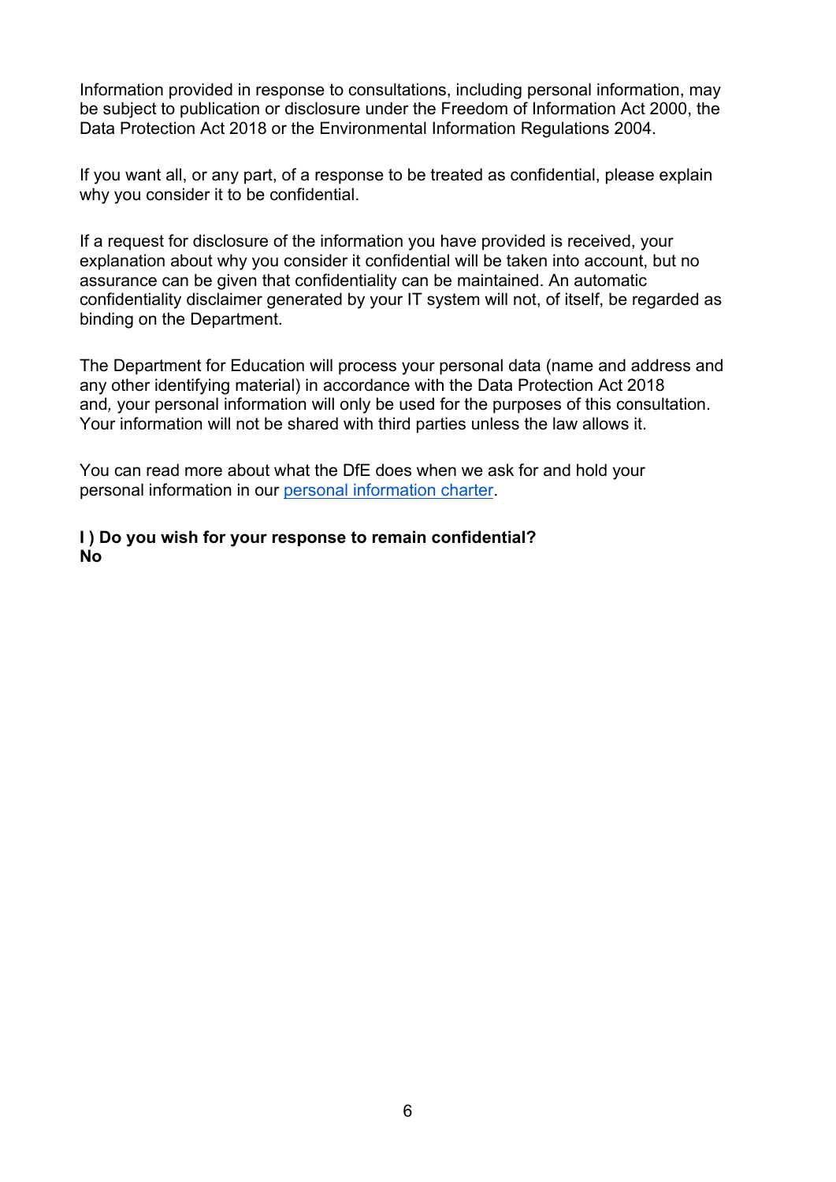Information provided in response to consultations, including personal information, may be subject to publication or disclosure under the Freedom of Information Act 2000, the Data Protection Act 2018 or the Environmental Information Regulations 2004.

If you want all, or any part, of a response to be treated as confidential, please explain why you consider it to be confidential.

If a request for disclosure of the information you have provided is received, your explanation about why you consider it confidential will be taken into account, but no assurance can be given that confidentiality can be maintained. An automatic confidentiality disclaimer generated by your IT system will not, of itself, be regarded as binding on the Department.

The Department for Education will process your personal data (name and address and any other identifying material) in accordance with the Data Protection Act 2018 and, your personal information will only be used for the purposes of this consultation. Your information will not be shared with third parties unless the law allows it.

You can read more about what the DfE does when we ask for and hold your personal information in our personal information charter.

**I ) Do you wish for your response to remain confidential?**
**No**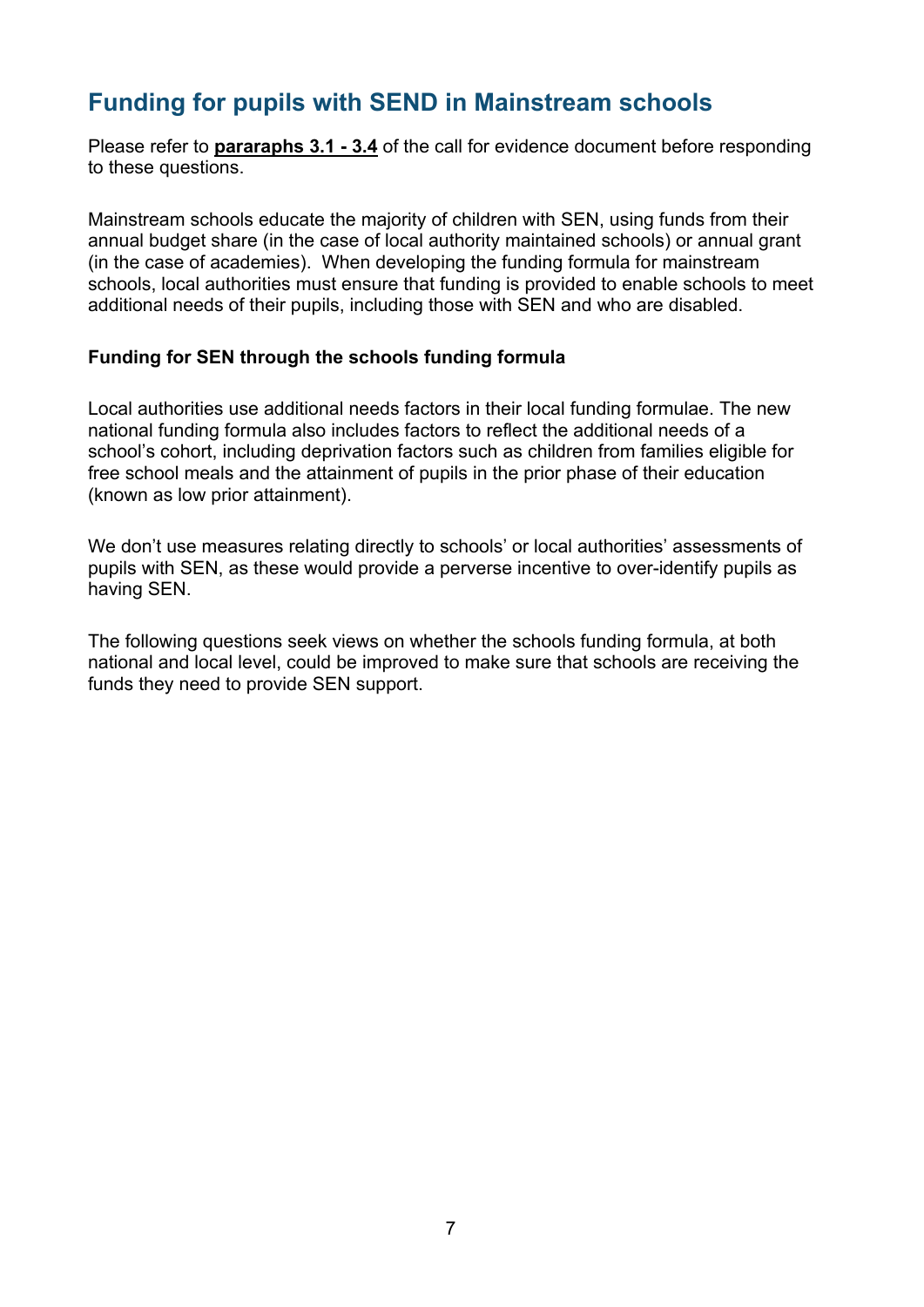## Funding for pupils with SEND in Mainstream schools

Please refer to **pararaphs 3.1 - 3.4** of the call for evidence document before responding to these questions.

Mainstream schools educate the majority of children with SEN, using funds from their annual budget share (in the case of local authority maintained schools) or annual grant (in the case of academies). When developing the funding formula for mainstream schools, local authorities must ensure that funding is provided to enable schools to meet additional needs of their pupils, including those with SEN and who are disabled.

### Funding for SEN through the schools funding formula

Local authorities use additional needs factors in their local funding formulae. The new national funding formula also includes factors to reflect the additional needs of a school's cohort, including deprivation factors such as children from families eligible for free school meals and the attainment of pupils in the prior phase of their education (known as low prior attainment).

We don't use measures relating directly to schools' or local authorities' assessments of pupils with SEN, as these would provide a perverse incentive to over-identify pupils as having SEN.

The following questions seek views on whether the schools funding formula, at both national and local level, could be improved to make sure that schools are receiving the funds they need to provide SEN support.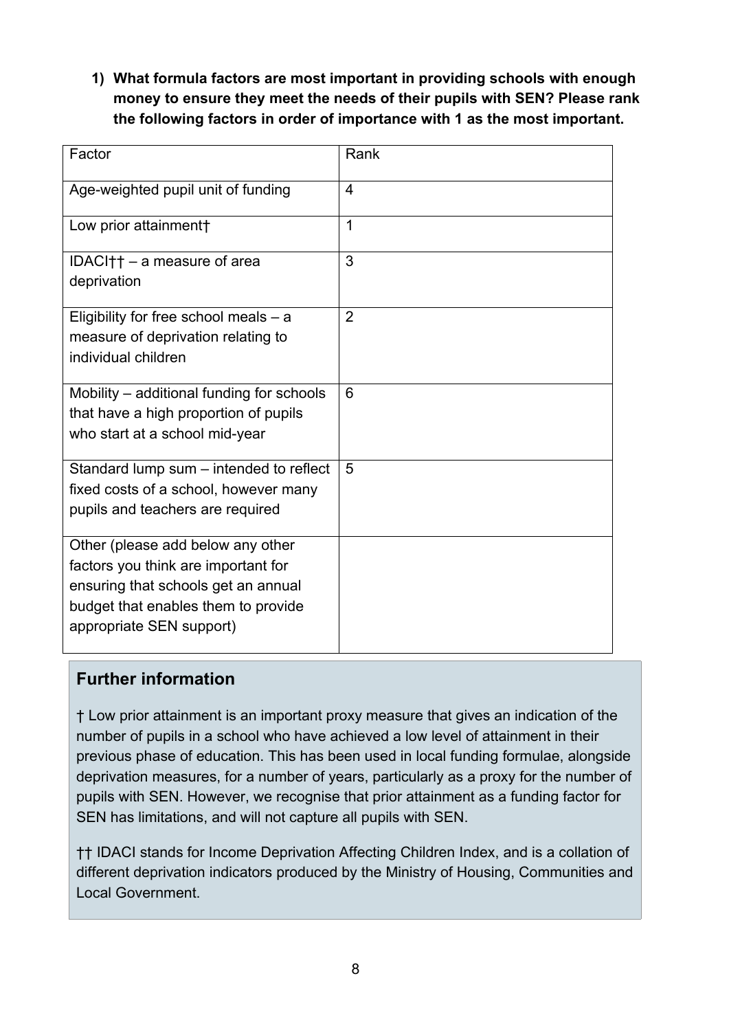**1) What formula factors are most important in providing schools with enough money to ensure they meet the needs of their pupils with SEN? Please rank the following factors in order of importance with 1 as the most important.**

| Factor | Rank |
| --- | --- |
| Age-weighted pupil unit of funding | 4 |
| Low prior attainment† | 1 |
| IDACI†† – a measure of area deprivation | 3 |
| Eligibility for free school meals – a measure of deprivation relating to individual children | 2 |
| Mobility – additional funding for schools that have a high proportion of pupils who start at a school mid-year | 6 |
| Standard lump sum – intended to reflect fixed costs of a school, however many pupils and teachers are required | 5 |
| Other (please add below any other factors you think are important for ensuring that schools get an annual budget that enables them to provide appropriate SEN support) | |

## Further information

† Low prior attainment is an important proxy measure that gives an indication of the number of pupils in a school who have achieved a low level of attainment in their previous phase of education. This has been used in local funding formulae, alongside deprivation measures, for a number of years, particularly as a proxy for the number of pupils with SEN. However, we recognise that prior attainment as a funding factor for SEN has limitations, and will not capture all pupils with SEN.

†† IDACI stands for Income Deprivation Affecting Children Index, and is a collation of different deprivation indicators produced by the Ministry of Housing, Communities and Local Government.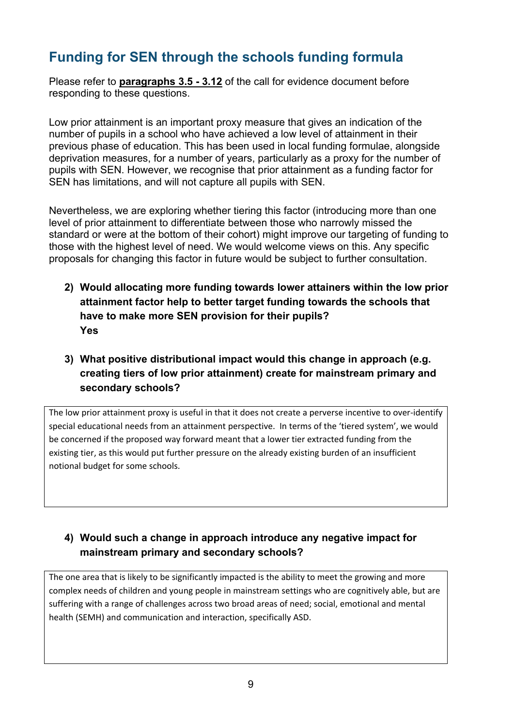## Funding for SEN through the schools funding formula

Please refer to **paragraphs 3.5 - 3.12** of the call for evidence document before responding to these questions.

Low prior attainment is an important proxy measure that gives an indication of the number of pupils in a school who have achieved a low level of attainment in their previous phase of education. This has been used in local funding formulae, alongside deprivation measures, for a number of years, particularly as a proxy for the number of pupils with SEN. However, we recognise that prior attainment as a funding factor for SEN has limitations, and will not capture all pupils with SEN.

Nevertheless, we are exploring whether tiering this factor (introducing more than one level of prior attainment to differentiate between those who narrowly missed the standard or were at the bottom of their cohort) might improve our targeting of funding to those with the highest level of need. We would welcome views on this. Any specific proposals for changing this factor in future would be subject to further consultation.

**2) Would allocating more funding towards lower attainers within the low prior attainment factor help to better target funding towards the schools that have to make more SEN provision for their pupils?**
**Yes**

**3) What positive distributional impact would this change in approach (e.g. creating tiers of low prior attainment) create for mainstream primary and secondary schools?**

The low prior attainment proxy is useful in that it does not create a perverse incentive to over-identify special educational needs from an attainment perspective. In terms of the 'tiered system', we would be concerned if the proposed way forward meant that a lower tier extracted funding from the existing tier, as this would put further pressure on the already existing burden of an insufficient notional budget for some schools.

**4) Would such a change in approach introduce any negative impact for mainstream primary and secondary schools?**

The one area that is likely to be significantly impacted is the ability to meet the growing and more complex needs of children and young people in mainstream settings who are cognitively able, but are suffering with a range of challenges across two broad areas of need; social, emotional and mental health (SEMH) and communication and interaction, specifically ASD.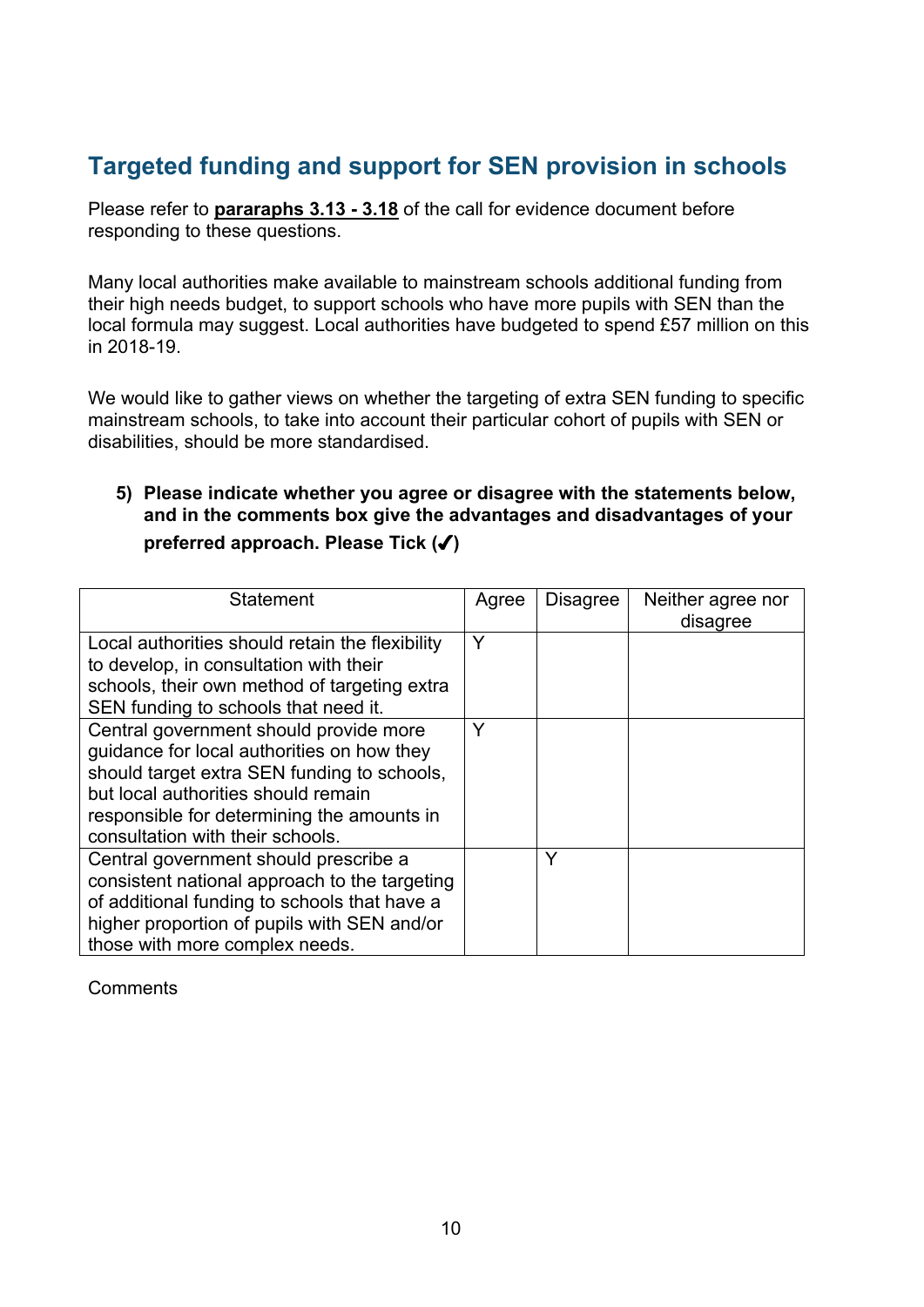## Targeted funding and support for SEN provision in schools

Please refer to **pararaphs 3.13 - 3.18** of the call for evidence document before responding to these questions.

Many local authorities make available to mainstream schools additional funding from their high needs budget, to support schools who have more pupils with SEN than the local formula may suggest. Local authorities have budgeted to spend £57 million on this in 2018-19.

We would like to gather views on whether the targeting of extra SEN funding to specific mainstream schools, to take into account their particular cohort of pupils with SEN or disabilities, should be more standardised.

5) **Please indicate whether you agree or disagree with the statements below, and in the comments box give the advantages and disadvantages of your preferred approach. Please Tick (✓)**

| Statement | Agree | Disagree | Neither agree nor disagree |
|---|---|---|---|
| Local authorities should retain the flexibility to develop, in consultation with their schools, their own method of targeting extra SEN funding to schools that need it. | Y | | |
| Central government should provide more guidance for local authorities on how they should target extra SEN funding to schools, but local authorities should remain responsible for determining the amounts in consultation with their schools. | Y | | |
| Central government should prescribe a consistent national approach to the targeting of additional funding to schools that have a higher proportion of pupils with SEN and/or those with more complex needs. | | Y | |

Comments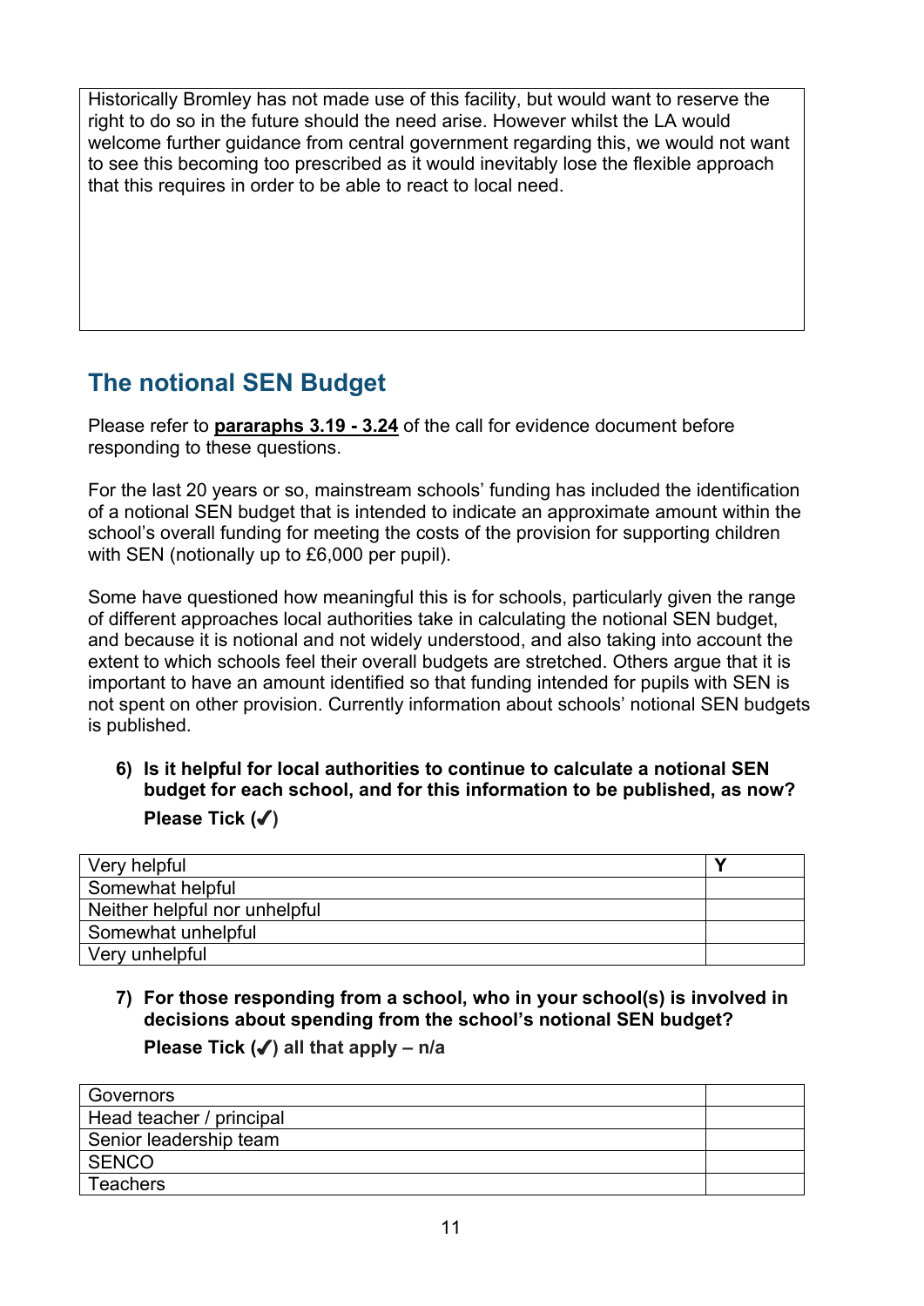Historically Bromley has not made use of this facility, but would want to reserve the right to do so in the future should the need arise. However whilst the LA would welcome further guidance from central government regarding this, we would not want to see this becoming too prescribed as it would inevitably lose the flexible approach that this requires in order to be able to react to local need.

## The notional SEN Budget

Please refer to **pararaphs 3.19 - 3.24** of the call for evidence document before responding to these questions.

For the last 20 years or so, mainstream schools' funding has included the identification of a notional SEN budget that is intended to indicate an approximate amount within the school's overall funding for meeting the costs of the provision for supporting children with SEN (notionally up to £6,000 per pupil).

Some have questioned how meaningful this is for schools, particularly given the range of different approaches local authorities take in calculating the notional SEN budget, and because it is notional and not widely understood, and also taking into account the extent to which schools feel their overall budgets are stretched. Others argue that it is important to have an amount identified so that funding intended for pupils with SEN is not spent on other provision. Currently information about schools' notional SEN budgets is published.

6) **Is it helpful for local authorities to continue to calculate a notional SEN budget for each school, and for this information to be published, as now?**
   **Please Tick (✓)**

| | |
|---|---|
| Very helpful | Y |
| Somewhat helpful | |
| Neither helpful nor unhelpful | |
| Somewhat unhelpful | |
| Very unhelpful | |

7) **For those responding from a school, who in your school(s) is involved in decisions about spending from the school's notional SEN budget?**
   **Please Tick (✓) all that apply – n/a**

| | |
|---|---|
| Governors | |
| Head teacher / principal | |
| Senior leadership team | |
| SENCO | |
| Teachers | |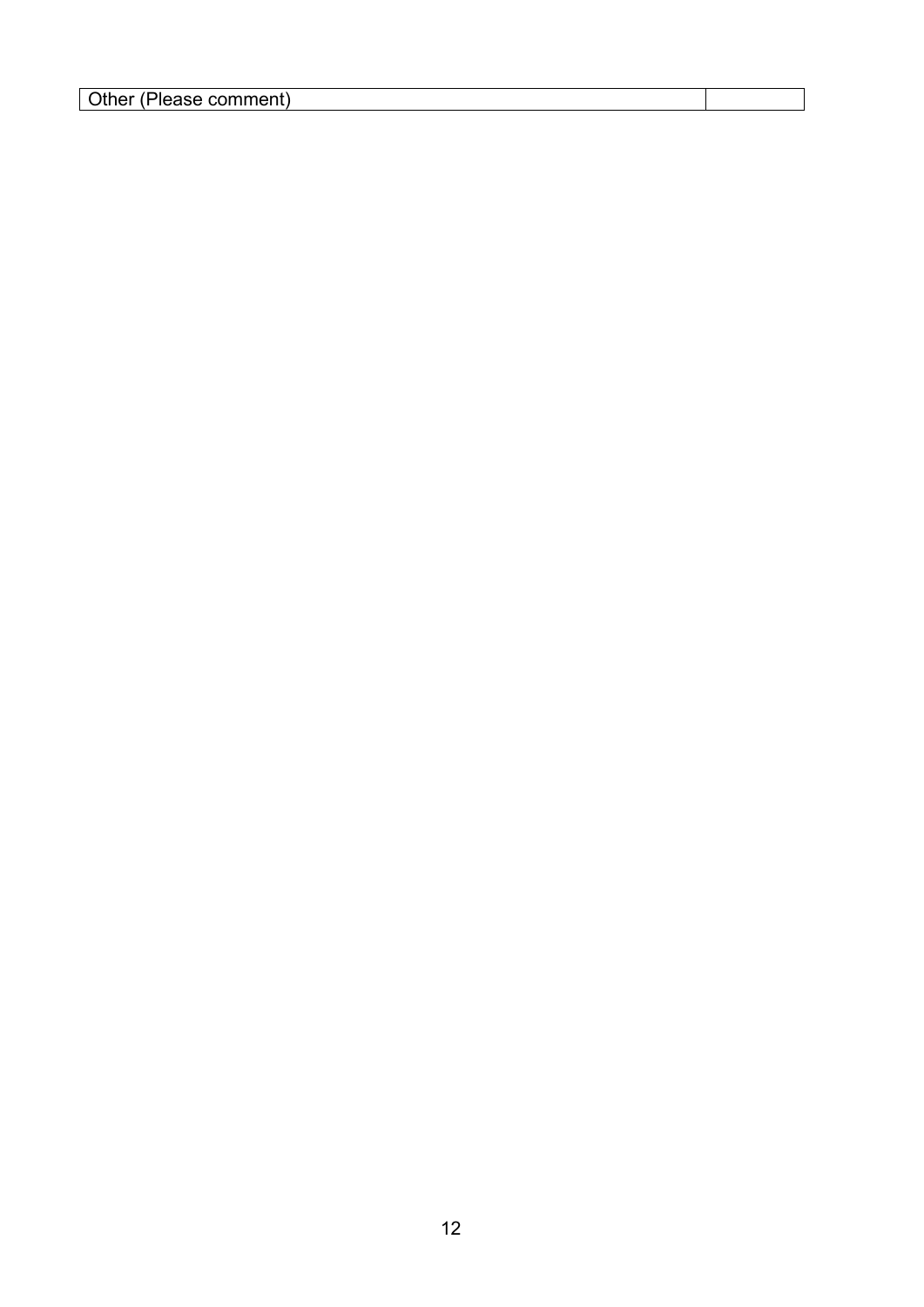| | |
|---|---|
| Other (Please comment) | |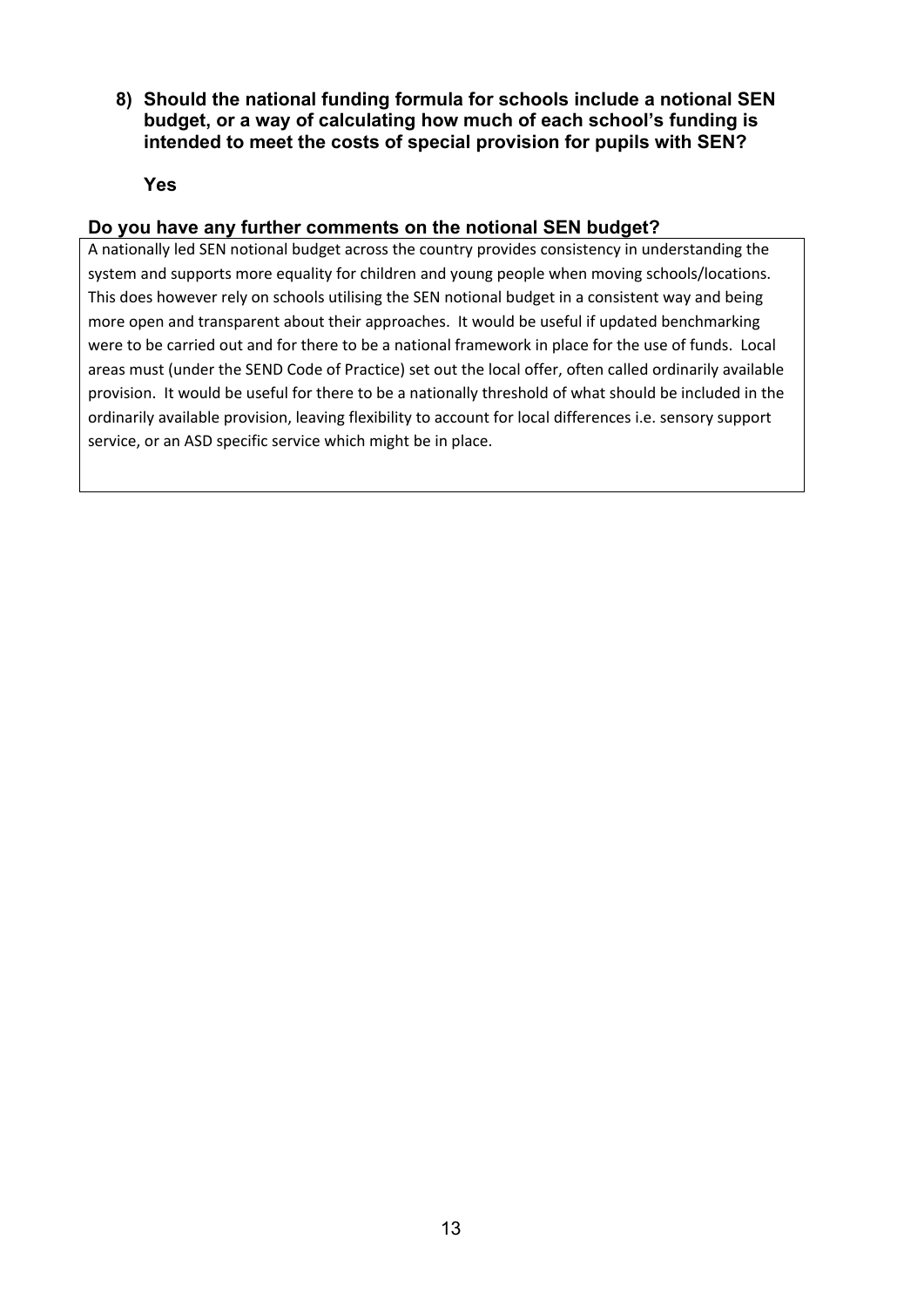**8) Should the national funding formula for schools include a notional SEN budget, or a way of calculating how much of each school's funding is intended to meet the costs of special provision for pupils with SEN?**

**Yes**

**Do you have any further comments on the notional SEN budget?**

A nationally led SEN notional budget across the country provides consistency in understanding the system and supports more equality for children and young people when moving schools/locations. This does however rely on schools utilising the SEN notional budget in a consistent way and being more open and transparent about their approaches. It would be useful if updated benchmarking were to be carried out and for there to be a national framework in place for the use of funds. Local areas must (under the SEND Code of Practice) set out the local offer, often called ordinarily available provision. It would be useful for there to be a nationally threshold of what should be included in the ordinarily available provision, leaving flexibility to account for local differences i.e. sensory support service, or an ASD specific service which might be in place.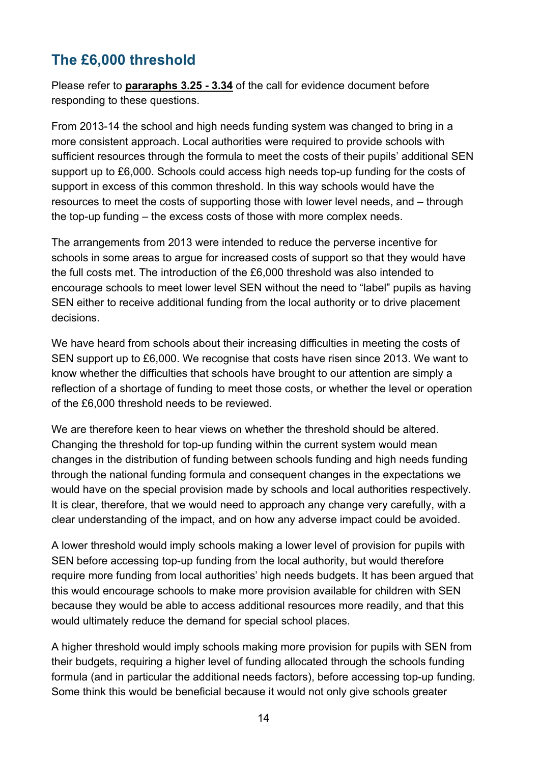## The £6,000 threshold

Please refer to **pararaphs 3.25 - 3.34** of the call for evidence document before responding to these questions.

From 2013-14 the school and high needs funding system was changed to bring in a more consistent approach. Local authorities were required to provide schools with sufficient resources through the formula to meet the costs of their pupils' additional SEN support up to £6,000. Schools could access high needs top-up funding for the costs of support in excess of this common threshold. In this way schools would have the resources to meet the costs of supporting those with lower level needs, and – through the top-up funding – the excess costs of those with more complex needs.

The arrangements from 2013 were intended to reduce the perverse incentive for schools in some areas to argue for increased costs of support so that they would have the full costs met. The introduction of the £6,000 threshold was also intended to encourage schools to meet lower level SEN without the need to "label" pupils as having SEN either to receive additional funding from the local authority or to drive placement decisions.

We have heard from schools about their increasing difficulties in meeting the costs of SEN support up to £6,000. We recognise that costs have risen since 2013. We want to know whether the difficulties that schools have brought to our attention are simply a reflection of a shortage of funding to meet those costs, or whether the level or operation of the £6,000 threshold needs to be reviewed.

We are therefore keen to hear views on whether the threshold should be altered. Changing the threshold for top-up funding within the current system would mean changes in the distribution of funding between schools funding and high needs funding through the national funding formula and consequent changes in the expectations we would have on the special provision made by schools and local authorities respectively. It is clear, therefore, that we would need to approach any change very carefully, with a clear understanding of the impact, and on how any adverse impact could be avoided.

A lower threshold would imply schools making a lower level of provision for pupils with SEN before accessing top-up funding from the local authority, but would therefore require more funding from local authorities' high needs budgets. It has been argued that this would encourage schools to make more provision available for children with SEN because they would be able to access additional resources more readily, and that this would ultimately reduce the demand for special school places.

A higher threshold would imply schools making more provision for pupils with SEN from their budgets, requiring a higher level of funding allocated through the schools funding formula (and in particular the additional needs factors), before accessing top-up funding. Some think this would be beneficial because it would not only give schools greater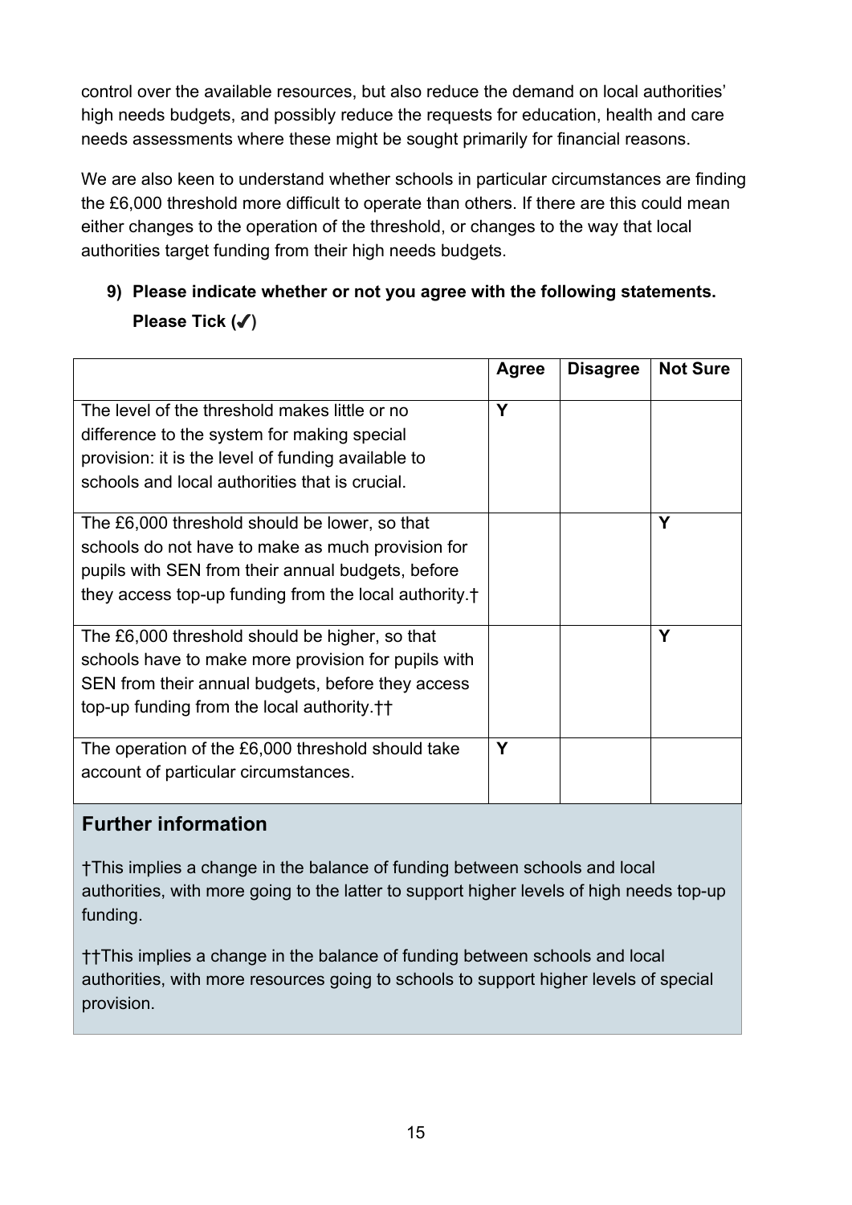control over the available resources, but also reduce the demand on local authorities' high needs budgets, and possibly reduce the requests for education, health and care needs assessments where these might be sought primarily for financial reasons.

We are also keen to understand whether schools in particular circumstances are finding the £6,000 threshold more difficult to operate than others. If there are this could mean either changes to the operation of the threshold, or changes to the way that local authorities target funding from their high needs budgets.

**9) Please indicate whether or not you agree with the following statements. Please Tick (✓)**

| | Agree | Disagree | Not Sure |
|---|---|---|---|
| The level of the threshold makes little or no difference to the system for making special provision: it is the level of funding available to schools and local authorities that is crucial. | Y | | |
| The £6,000 threshold should be lower, so that schools do not have to make as much provision for pupils with SEN from their annual budgets, before they access top-up funding from the local authority.† | | | Y |
| The £6,000 threshold should be higher, so that schools have to make more provision for pupils with SEN from their annual budgets, before they access top-up funding from the local authority.†† | | | Y |
| The operation of the £6,000 threshold should take account of particular circumstances. | Y | | |

## Further information

†This implies a change in the balance of funding between schools and local authorities, with more going to the latter to support higher levels of high needs top-up funding.

††This implies a change in the balance of funding between schools and local authorities, with more resources going to schools to support higher levels of special provision.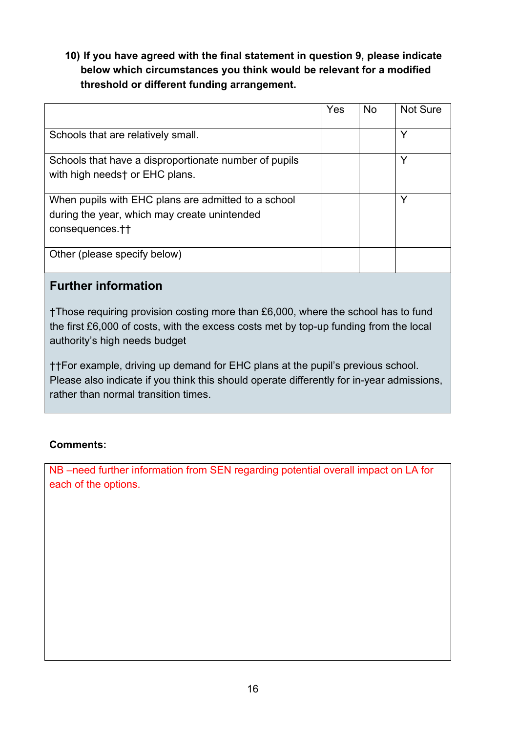**10) If you have agreed with the final statement in question 9, please indicate below which circumstances you think would be relevant for a modified threshold or different funding arrangement.**

| | Yes | No | Not Sure |
|---|---|---|---|
| Schools that are relatively small. | | | Y |
| Schools that have a disproportionate number of pupils with high needs† or EHC plans. | | | Y |
| When pupils with EHC plans are admitted to a school during the year, which may create unintended consequences.†† | | | Y |
| Other (please specify below) | | | |

**Further information**

†Those requiring provision costing more than £6,000, where the school has to fund the first £6,000 of costs, with the excess costs met by top-up funding from the local authority's high needs budget

††For example, driving up demand for EHC plans at the pupil's previous school. Please also indicate if you think this should operate differently for in-year admissions, rather than normal transition times.

**Comments:**

NB –need further information from SEN regarding potential overall impact on LA for each of the options.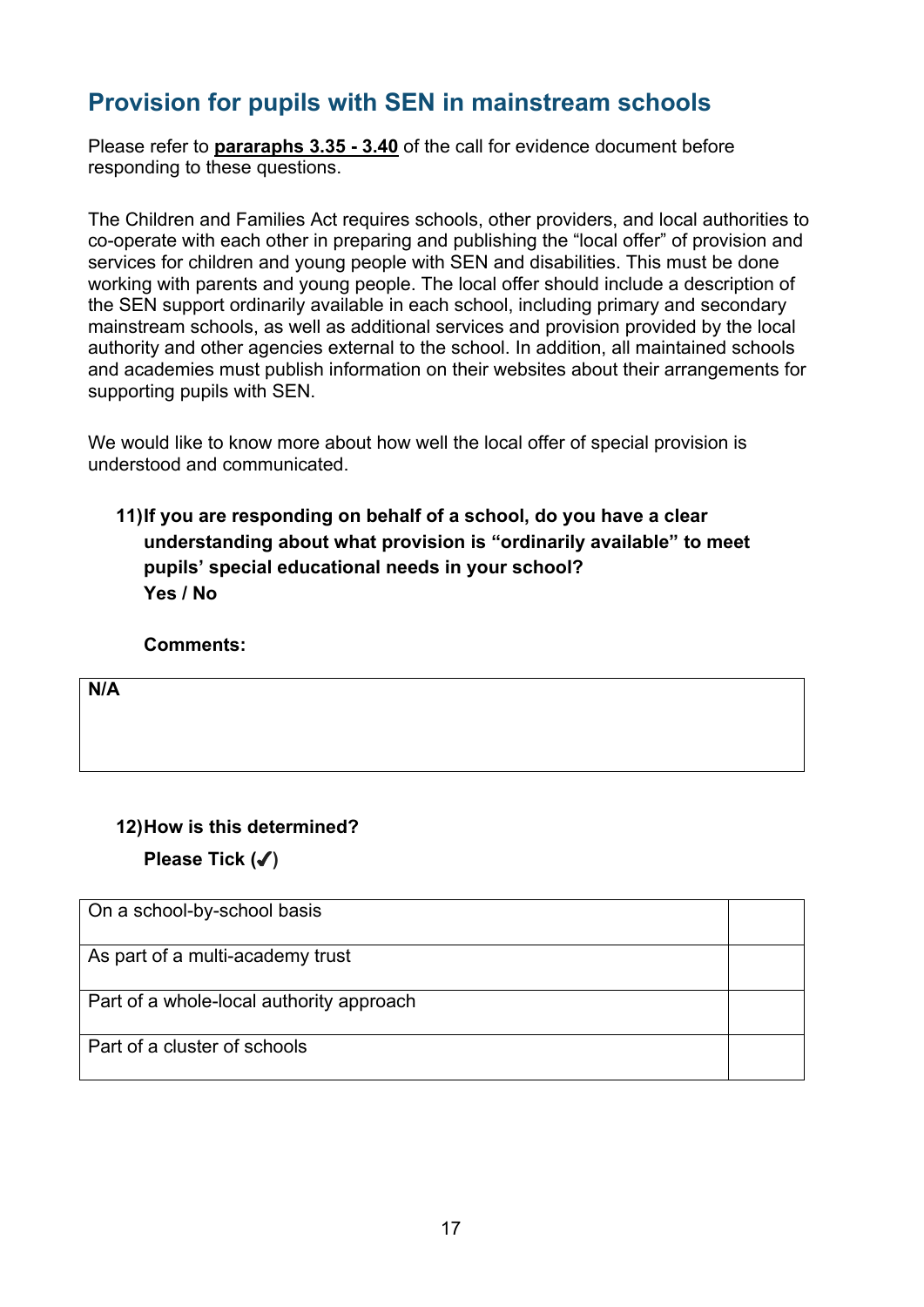## Provision for pupils with SEN in mainstream schools

Please refer to **pararaphs 3.35 - 3.40** of the call for evidence document before responding to these questions.

The Children and Families Act requires schools, other providers, and local authorities to co-operate with each other in preparing and publishing the "local offer" of provision and services for children and young people with SEN and disabilities. This must be done working with parents and young people. The local offer should include a description of the SEN support ordinarily available in each school, including primary and secondary mainstream schools, as well as additional services and provision provided by the local authority and other agencies external to the school. In addition, all maintained schools and academies must publish information on their websites about their arrangements for supporting pupils with SEN.

We would like to know more about how well the local offer of special provision is understood and communicated.

**11) If you are responding on behalf of a school, do you have a clear understanding about what provision is "ordinarily available" to meet pupils' special educational needs in your school?**
**Yes / No**

**Comments:**

| **N/A** |
|---|

**12) How is this determined?**

**Please Tick (✓)**

| | |
|---|---|
| On a school-by-school basis | |
| As part of a multi-academy trust | |
| Part of a whole-local authority approach | |
| Part of a cluster of schools | |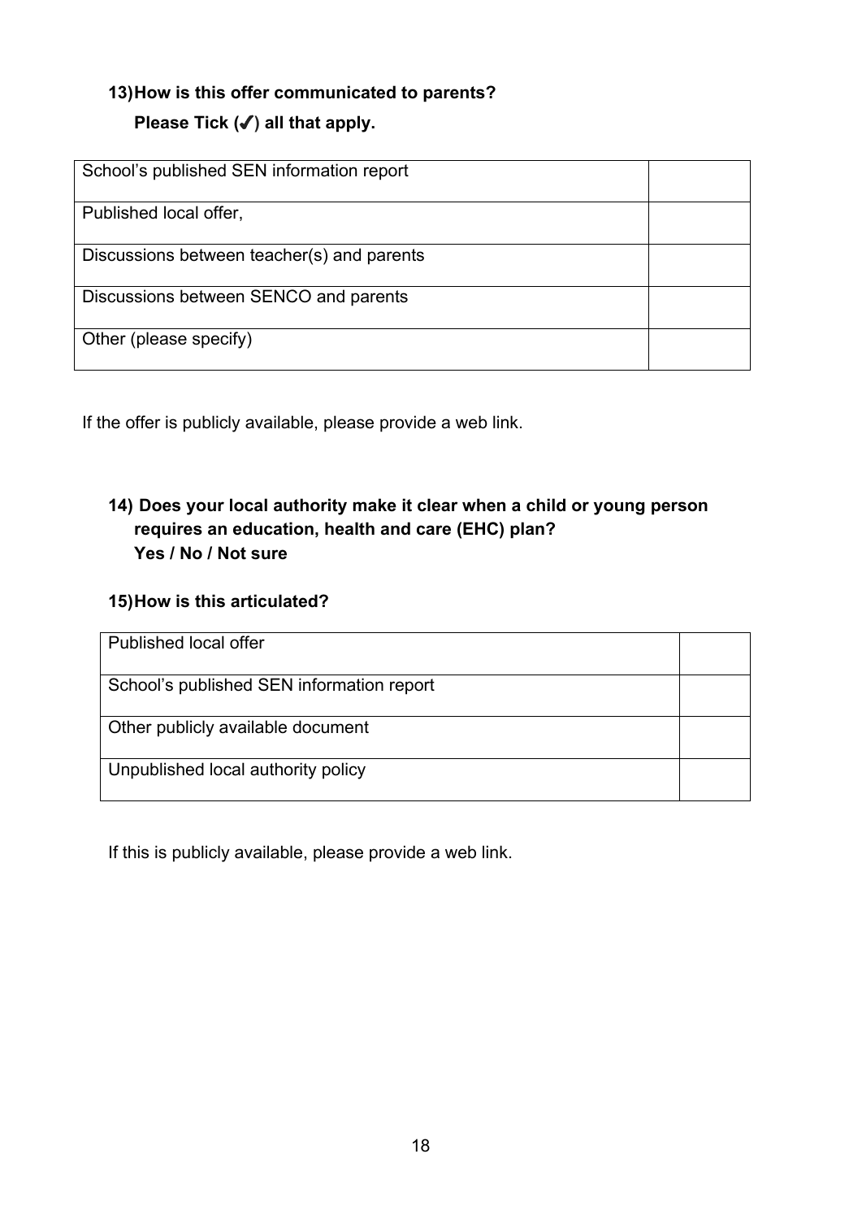**13) How is this offer communicated to parents?**

**Please Tick (✔) all that apply.**

| | |
|---|---|
| School's published SEN information report | |
| Published local offer, | |
| Discussions between teacher(s) and parents | |
| Discussions between SENCO and parents | |
| Other (please specify) | |

If the offer is publicly available, please provide a web link.

**14) Does your local authority make it clear when a child or young person requires an education, health and care (EHC) plan?**
**Yes / No / Not sure**

**15) How is this articulated?**

| | |
|---|---|
| Published local offer | |
| School's published SEN information report | |
| Other publicly available document | |
| Unpublished local authority policy | |

If this is publicly available, please provide a web link.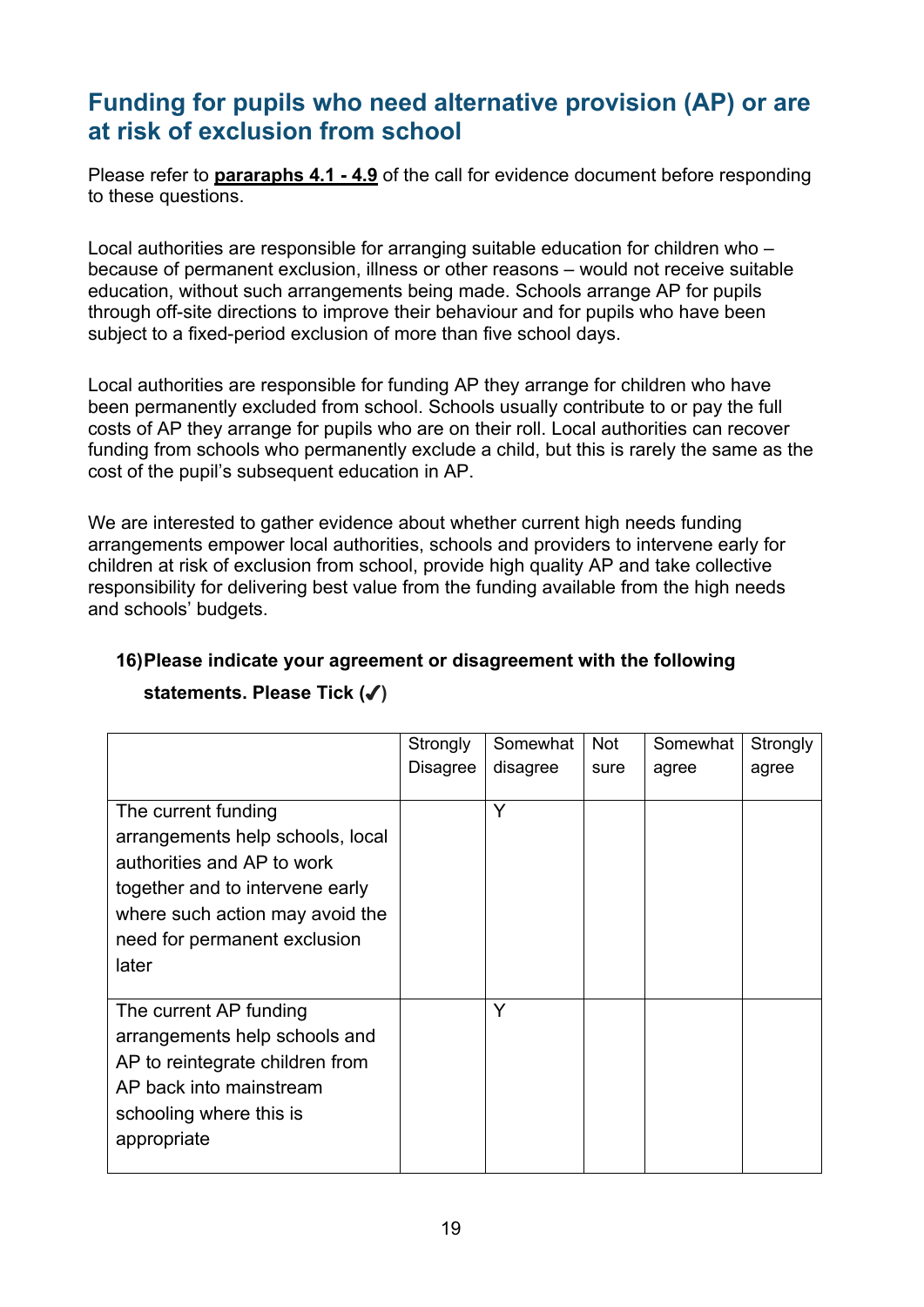## Funding for pupils who need alternative provision (AP) or are at risk of exclusion from school

Please refer to **pararaphs 4.1 - 4.9** of the call for evidence document before responding to these questions.

Local authorities are responsible for arranging suitable education for children who – because of permanent exclusion, illness or other reasons – would not receive suitable education, without such arrangements being made. Schools arrange AP for pupils through off-site directions to improve their behaviour and for pupils who have been subject to a fixed-period exclusion of more than five school days.

Local authorities are responsible for funding AP they arrange for children who have been permanently excluded from school. Schools usually contribute to or pay the full costs of AP they arrange for pupils who are on their roll. Local authorities can recover funding from schools who permanently exclude a child, but this is rarely the same as the cost of the pupil's subsequent education in AP.

We are interested to gather evidence about whether current high needs funding arrangements empower local authorities, schools and providers to intervene early for children at risk of exclusion from school, provide high quality AP and take collective responsibility for delivering best value from the funding available from the high needs and schools' budgets.

**16) Please indicate your agreement or disagreement with the following statements. Please Tick (✓)**

| | Strongly Disagree | Somewhat disagree | Not sure | Somewhat agree | Strongly agree |
|---|---|---|---|---|---|
| The current funding arrangements help schools, local authorities and AP to work together and to intervene early where such action may avoid the need for permanent exclusion later | | Y | | | |
| The current AP funding arrangements help schools and AP to reintegrate children from AP back into mainstream schooling where this is appropriate | | Y | | | |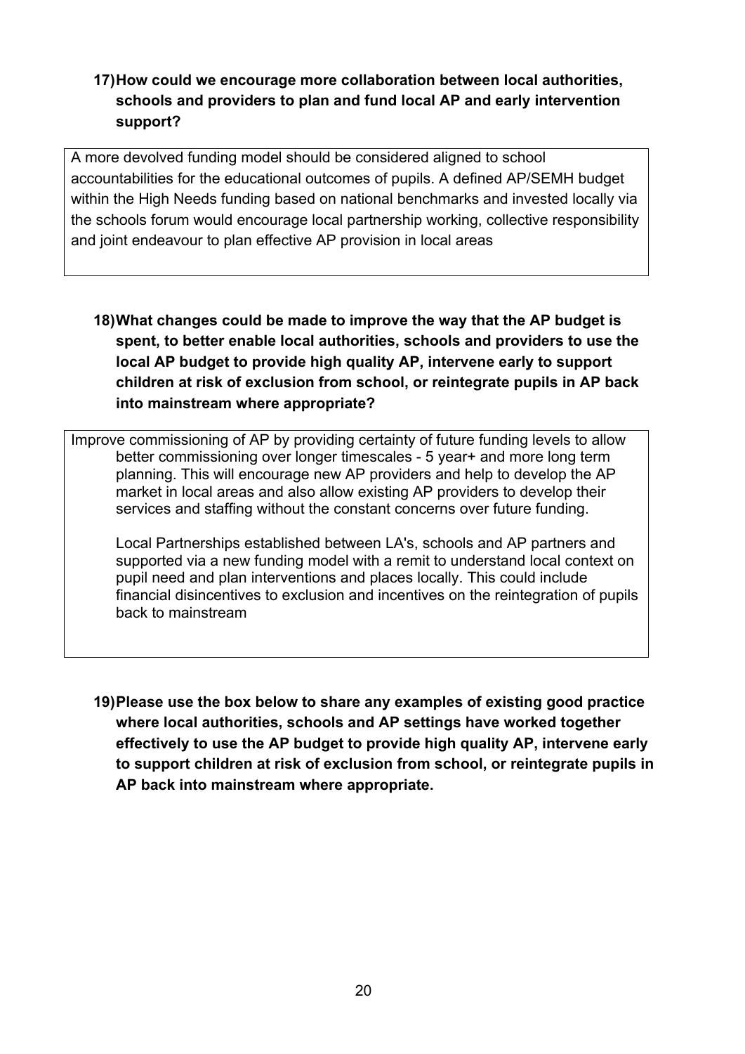**17) How could we encourage more collaboration between local authorities, schools and providers to plan and fund local AP and early intervention support?**

A more devolved funding model should be considered aligned to school accountabilities for the educational outcomes of pupils. A defined AP/SEMH budget within the High Needs funding based on national benchmarks and invested locally via the schools forum would encourage local partnership working, collective responsibility and joint endeavour to plan effective AP provision in local areas

**18) What changes could be made to improve the way that the AP budget is spent, to better enable local authorities, schools and providers to use the local AP budget to provide high quality AP, intervene early to support children at risk of exclusion from school, or reintegrate pupils in AP back into mainstream where appropriate?**

Improve commissioning of AP by providing certainty of future funding levels to allow better commissioning over longer timescales - 5 year+ and more long term planning. This will encourage new AP providers and help to develop the AP market in local areas and also allow existing AP providers to develop their services and staffing without the constant concerns over future funding.

Local Partnerships established between LA's, schools and AP partners and supported via a new funding model with a remit to understand local context on pupil need and plan interventions and places locally. This could include financial disincentives to exclusion and incentives on the reintegration of pupils back to mainstream

**19) Please use the box below to share any examples of existing good practice where local authorities, schools and AP settings have worked together effectively to use the AP budget to provide high quality AP, intervene early to support children at risk of exclusion from school, or reintegrate pupils in AP back into mainstream where appropriate.**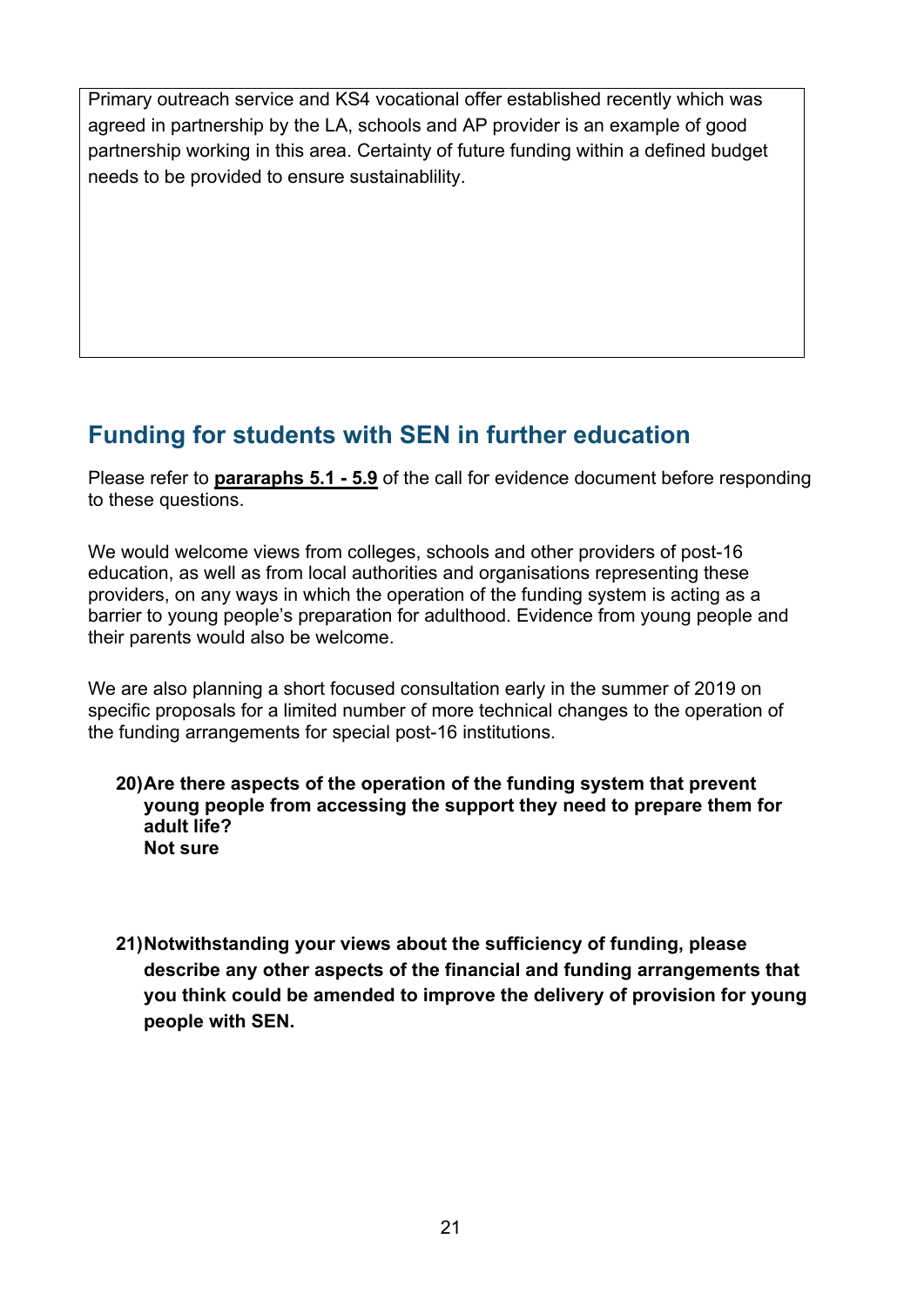Primary outreach service and KS4 vocational offer established recently which was agreed in partnership by the LA, schools and AP provider is an example of good partnership working in this area. Certainty of future funding within a defined budget needs to be provided to ensure sustainablility.

## Funding for students with SEN in further education

Please refer to **pararaphs 5.1 - 5.9** of the call for evidence document before responding to these questions.

We would welcome views from colleges, schools and other providers of post-16 education, as well as from local authorities and organisations representing these providers, on any ways in which the operation of the funding system is acting as a barrier to young people's preparation for adulthood. Evidence from young people and their parents would also be welcome.

We are also planning a short focused consultation early in the summer of 2019 on specific proposals for a limited number of more technical changes to the operation of the funding arrangements for special post-16 institutions.

**20) Are there aspects of the operation of the funding system that prevent young people from accessing the support they need to prepare them for adult life?**
**Not sure**

**21) Notwithstanding your views about the sufficiency of funding, please describe any other aspects of the financial and funding arrangements that you think could be amended to improve the delivery of provision for young people with SEN.**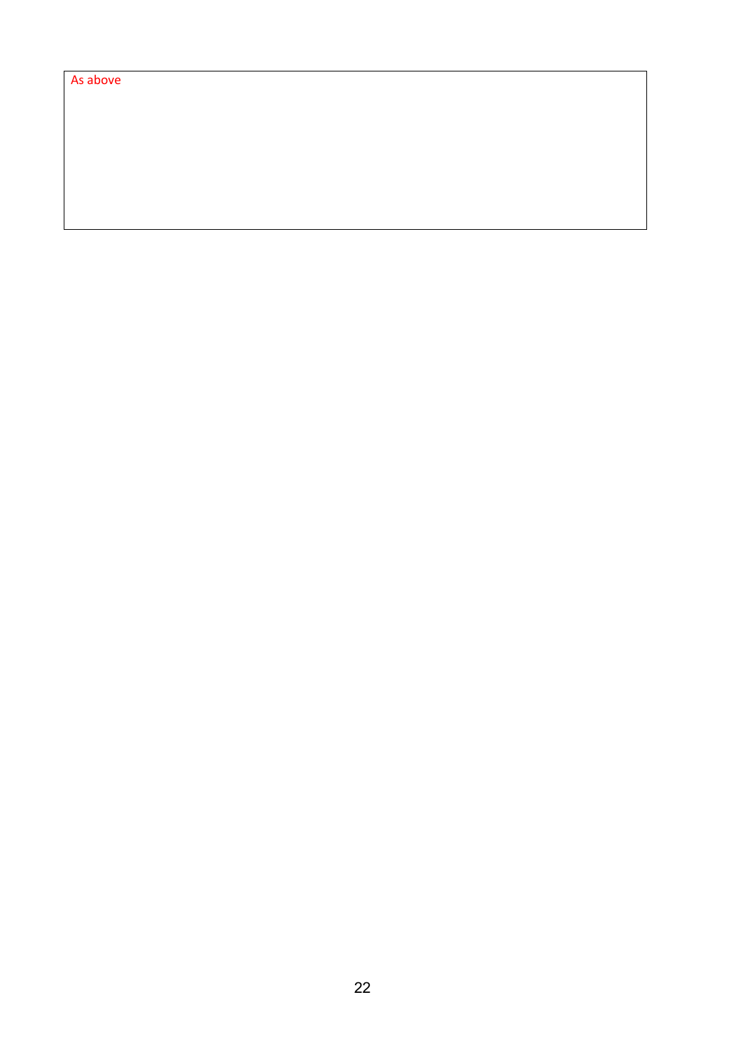| |
|---|
| As above |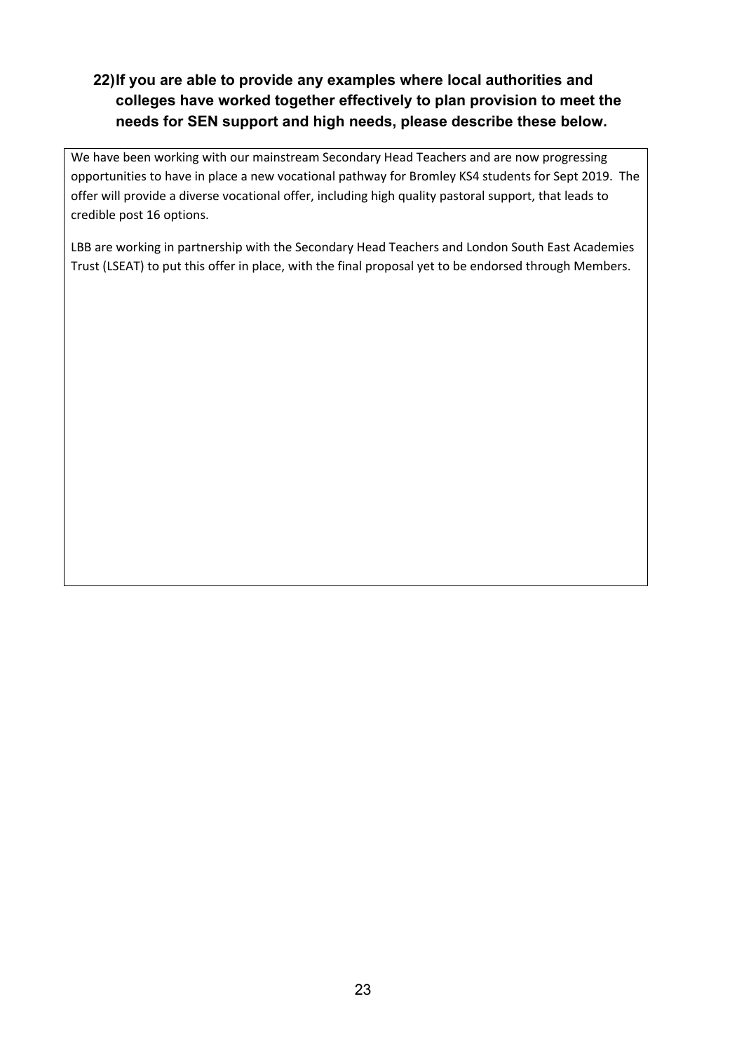### 22) If you are able to provide any examples where local authorities and colleges have worked together effectively to plan provision to meet the needs for SEN support and high needs, please describe these below.

We have been working with our mainstream Secondary Head Teachers and are now progressing opportunities to have in place a new vocational pathway for Bromley KS4 students for Sept 2019. The offer will provide a diverse vocational offer, including high quality pastoral support, that leads to credible post 16 options.

LBB are working in partnership with the Secondary Head Teachers and London South East Academies Trust (LSEAT) to put this offer in place, with the final proposal yet to be endorsed through Members.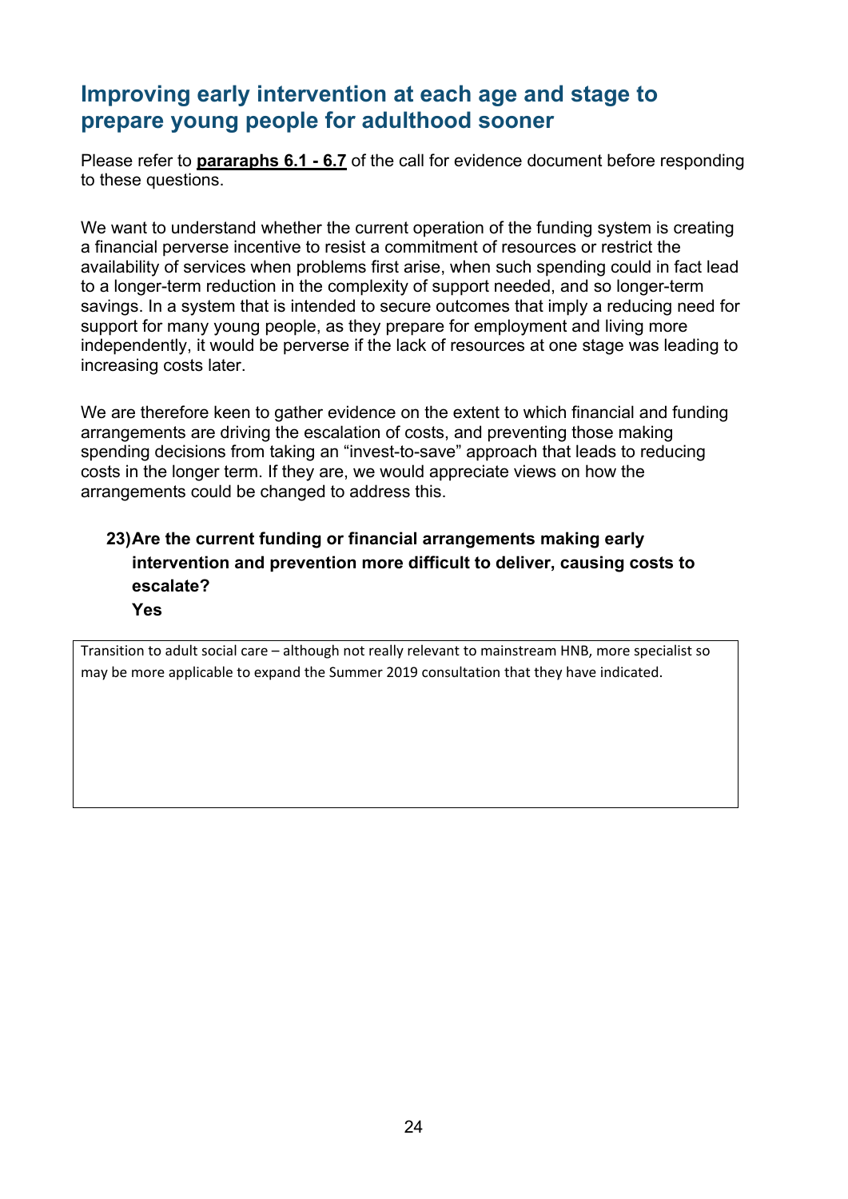## Improving early intervention at each age and stage to prepare young people for adulthood sooner

Please refer to **pararaphs 6.1 - 6.7** of the call for evidence document before responding to these questions.

We want to understand whether the current operation of the funding system is creating a financial perverse incentive to resist a commitment of resources or restrict the availability of services when problems first arise, when such spending could in fact lead to a longer-term reduction in the complexity of support needed, and so longer-term savings. In a system that is intended to secure outcomes that imply a reducing need for support for many young people, as they prepare for employment and living more independently, it would be perverse if the lack of resources at one stage was leading to increasing costs later.

We are therefore keen to gather evidence on the extent to which financial and funding arrangements are driving the escalation of costs, and preventing those making spending decisions from taking an "invest-to-save" approach that leads to reducing costs in the longer term. If they are, we would appreciate views on how the arrangements could be changed to address this.

**23) Are the current funding or financial arrangements making early intervention and prevention more difficult to deliver, causing costs to escalate?**
**Yes**

Transition to adult social care – although not really relevant to mainstream HNB, more specialist so may be more applicable to expand the Summer 2019 consultation that they have indicated.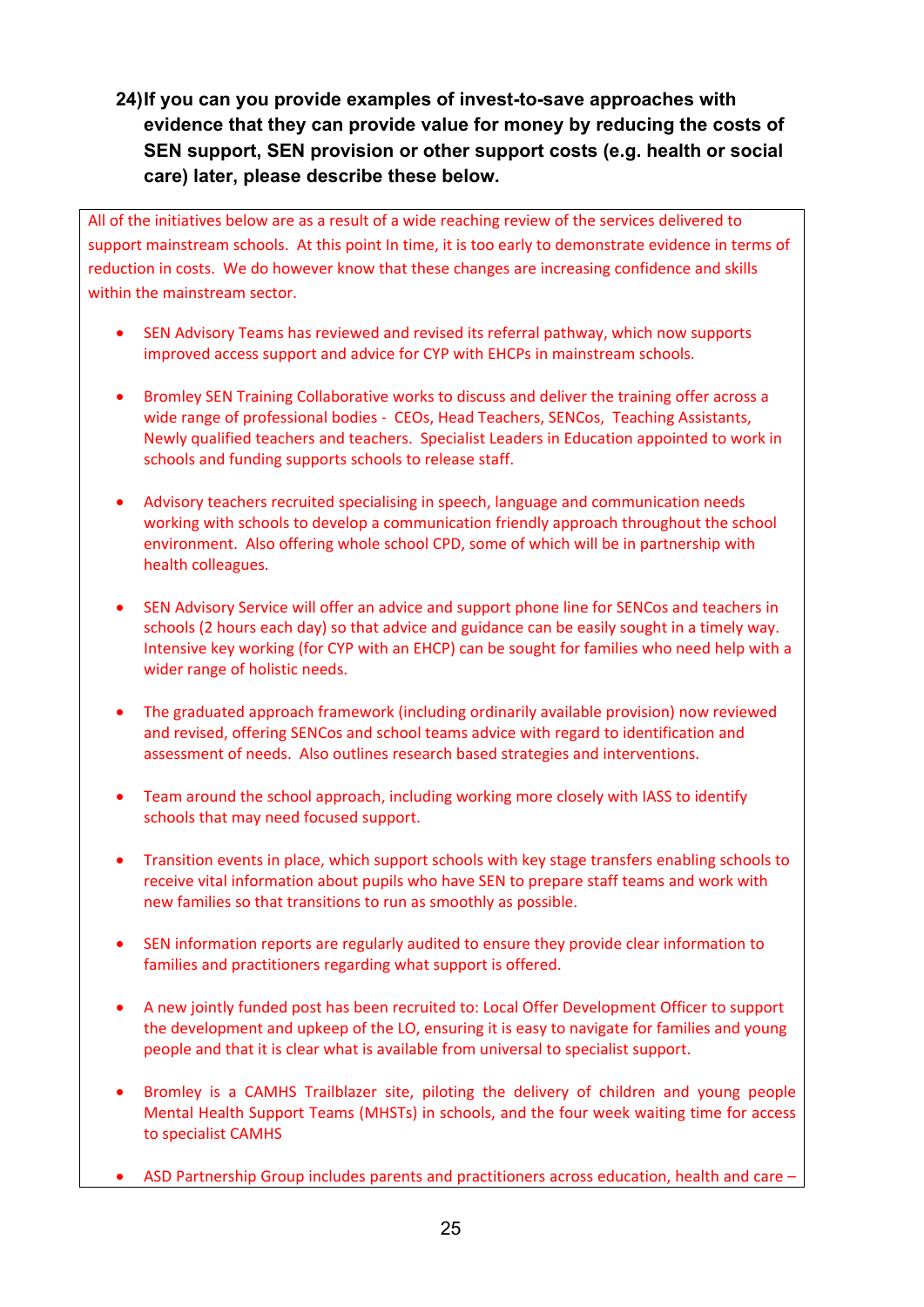**24) If you can you provide examples of invest-to-save approaches with evidence that they can provide value for money by reducing the costs of SEN support, SEN provision or other support costs (e.g. health or social care) later, please describe these below.**

All of the initiatives below are as a result of a wide reaching review of the services delivered to support mainstream schools. At this point In time, it is too early to demonstrate evidence in terms of reduction in costs. We do however know that these changes are increasing confidence and skills within the mainstream sector.

- SEN Advisory Teams has reviewed and revised its referral pathway, which now supports improved access support and advice for CYP with EHCPs in mainstream schools.

- Bromley SEN Training Collaborative works to discuss and deliver the training offer across a wide range of professional bodies - CEOs, Head Teachers, SENCos, Teaching Assistants, Newly qualified teachers and teachers. Specialist Leaders in Education appointed to work in schools and funding supports schools to release staff.

- Advisory teachers recruited specialising in speech, language and communication needs working with schools to develop a communication friendly approach throughout the school environment. Also offering whole school CPD, some of which will be in partnership with health colleagues.

- SEN Advisory Service will offer an advice and support phone line for SENCos and teachers in schools (2 hours each day) so that advice and guidance can be easily sought in a timely way. Intensive key working (for CYP with an EHCP) can be sought for families who need help with a wider range of holistic needs.

- The graduated approach framework (including ordinarily available provision) now reviewed and revised, offering SENCos and school teams advice with regard to identification and assessment of needs. Also outlines research based strategies and interventions.

- Team around the school approach, including working more closely with IASS to identify schools that may need focused support.

- Transition events in place, which support schools with key stage transfers enabling schools to receive vital information about pupils who have SEN to prepare staff teams and work with new families so that transitions to run as smoothly as possible.

- SEN information reports are regularly audited to ensure they provide clear information to families and practitioners regarding what support is offered.

- A new jointly funded post has been recruited to: Local Offer Development Officer to support the development and upkeep of the LO, ensuring it is easy to navigate for families and young people and that it is clear what is available from universal to specialist support.

- Bromley is a CAMHS Trailblazer site, piloting the delivery of children and young people Mental Health Support Teams (MHSTs) in schools, and the four week waiting time for access to specialist CAMHS

- ASD Partnership Group includes parents and practitioners across education, health and care –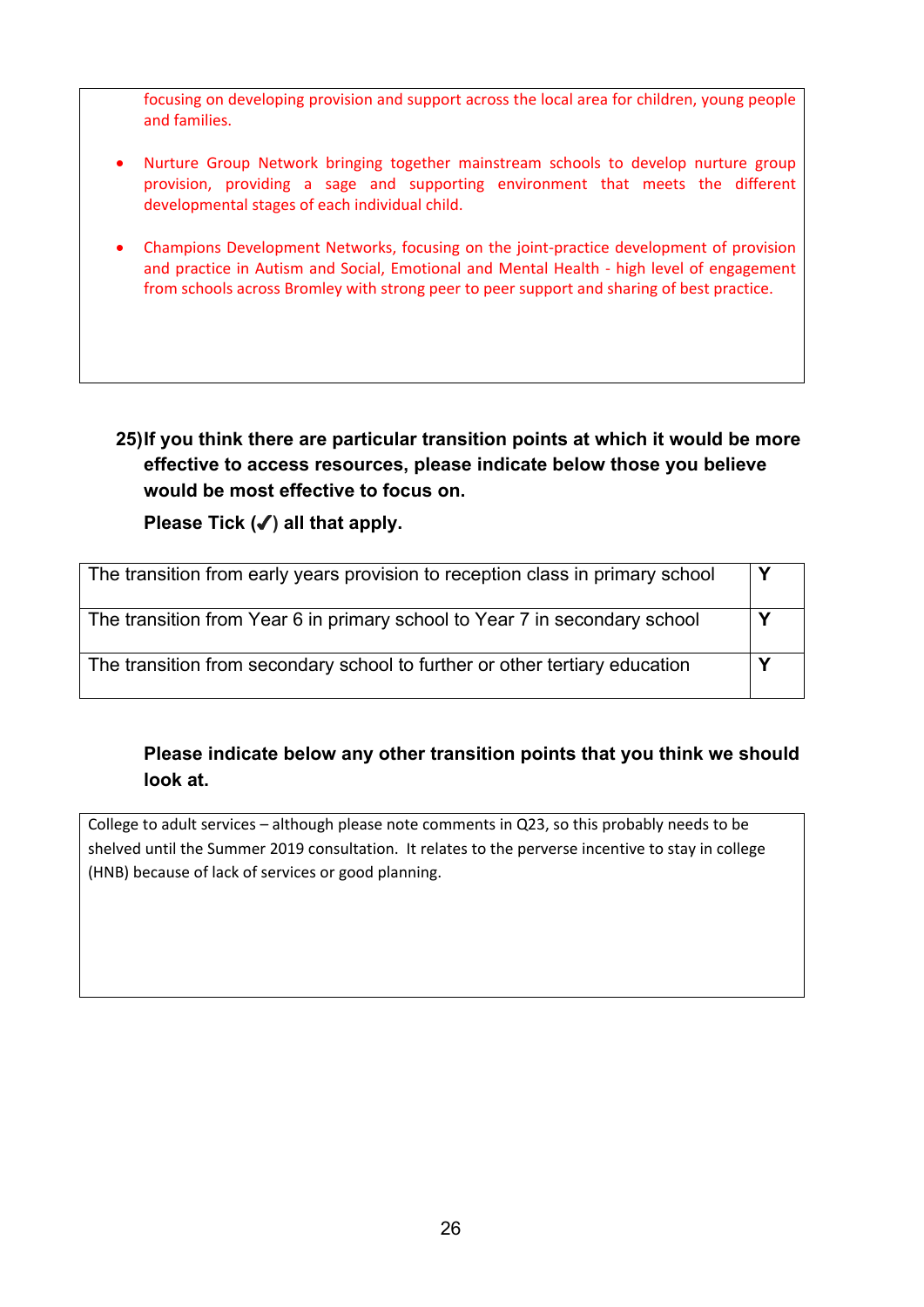focusing on developing provision and support across the local area for children, young people and families.

- Nurture Group Network bringing together mainstream schools to develop nurture group provision, providing a sage and supporting environment that meets the different developmental stages of each individual child.
- Champions Development Networks, focusing on the joint-practice development of provision and practice in Autism and Social, Emotional and Mental Health - high level of engagement from schools across Bromley with strong peer to peer support and sharing of best practice.

**25) If you think there are particular transition points at which it would be more effective to access resources, please indicate below those you believe would be most effective to focus on.**

**Please Tick (✔) all that apply.**

| | |
|---|---|
| The transition from early years provision to reception class in primary school | **Y** |
| The transition from Year 6 in primary school to Year 7 in secondary school | **Y** |
| The transition from secondary school to further or other tertiary education | **Y** |

**Please indicate below any other transition points that you think we should look at.**

College to adult services – although please note comments in Q23, so this probably needs to be shelved until the Summer 2019 consultation. It relates to the perverse incentive to stay in college (HNB) because of lack of services or good planning.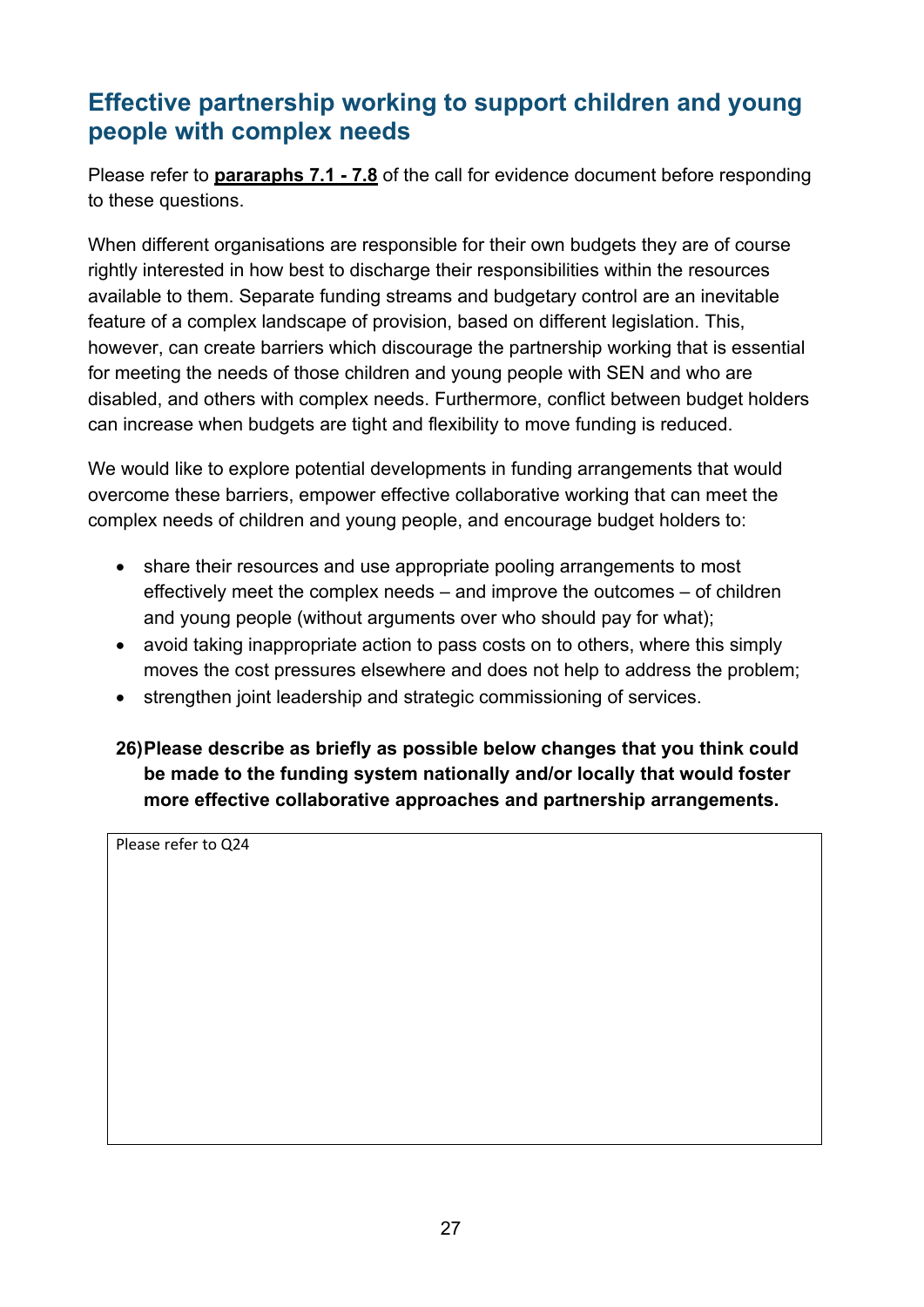## Effective partnership working to support children and young people with complex needs

Please refer to **pararaphs 7.1 - 7.8** of the call for evidence document before responding to these questions.

When different organisations are responsible for their own budgets they are of course rightly interested in how best to discharge their responsibilities within the resources available to them. Separate funding streams and budgetary control are an inevitable feature of a complex landscape of provision, based on different legislation. This, however, can create barriers which discourage the partnership working that is essential for meeting the needs of those children and young people with SEN and who are disabled, and others with complex needs. Furthermore, conflict between budget holders can increase when budgets are tight and flexibility to move funding is reduced.

We would like to explore potential developments in funding arrangements that would overcome these barriers, empower effective collaborative working that can meet the complex needs of children and young people, and encourage budget holders to:

- share their resources and use appropriate pooling arrangements to most effectively meet the complex needs – and improve the outcomes – of children and young people (without arguments over who should pay for what);
- avoid taking inappropriate action to pass costs on to others, where this simply moves the cost pressures elsewhere and does not help to address the problem;
- strengthen joint leadership and strategic commissioning of services.

**26) Please describe as briefly as possible below changes that you think could be made to the funding system nationally and/or locally that would foster more effective collaborative approaches and partnership arrangements.**

| |
|---|
| Please refer to Q24 |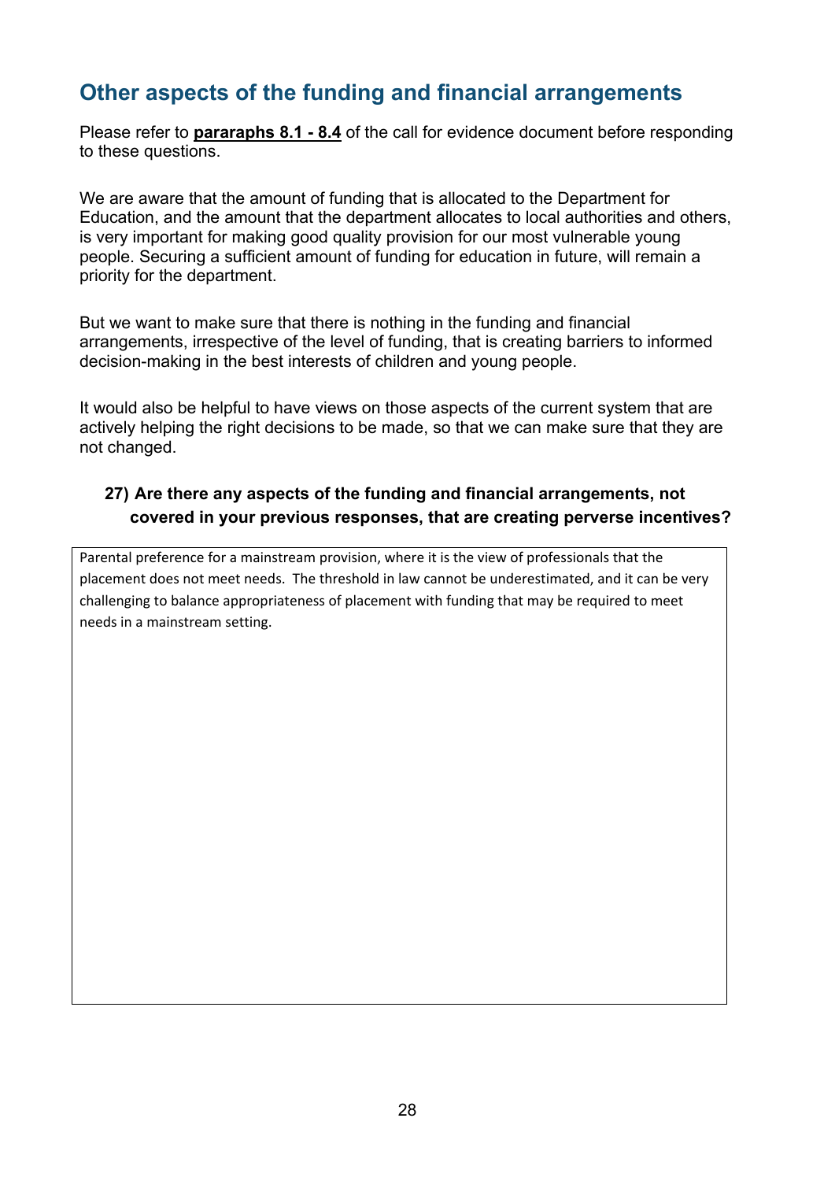## Other aspects of the funding and financial arrangements

Please refer to **pararaphs 8.1 - 8.4** of the call for evidence document before responding to these questions.

We are aware that the amount of funding that is allocated to the Department for Education, and the amount that the department allocates to local authorities and others, is very important for making good quality provision for our most vulnerable young people. Securing a sufficient amount of funding for education in future, will remain a priority for the department.

But we want to make sure that there is nothing in the funding and financial arrangements, irrespective of the level of funding, that is creating barriers to informed decision-making in the best interests of children and young people.

It would also be helpful to have views on those aspects of the current system that are actively helping the right decisions to be made, so that we can make sure that they are not changed.

**27) Are there any aspects of the funding and financial arrangements, not covered in your previous responses, that are creating perverse incentives?**

Parental preference for a mainstream provision, where it is the view of professionals that the placement does not meet needs. The threshold in law cannot be underestimated, and it can be very challenging to balance appropriateness of placement with funding that may be required to meet needs in a mainstream setting.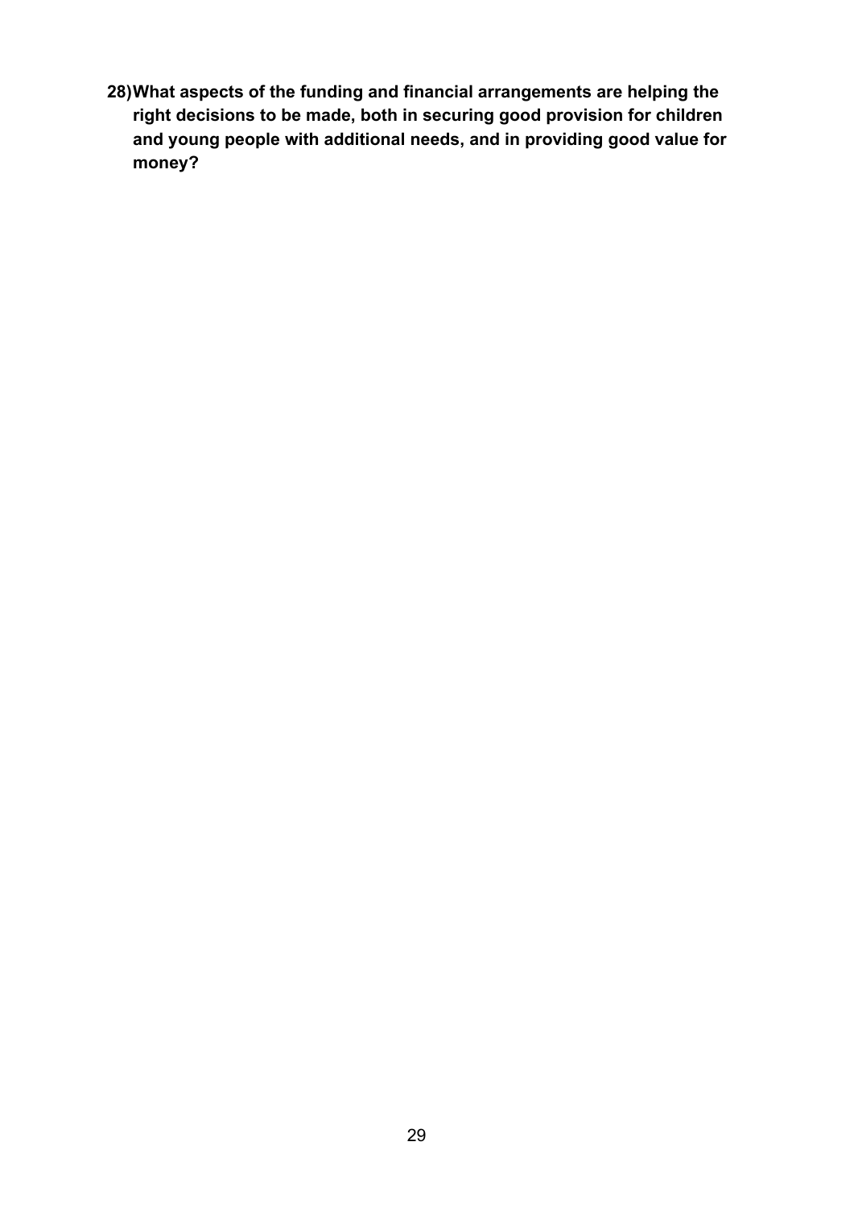28) **What aspects of the funding and financial arrangements are helping the right decisions to be made, both in securing good provision for children and young people with additional needs, and in providing good value for money?**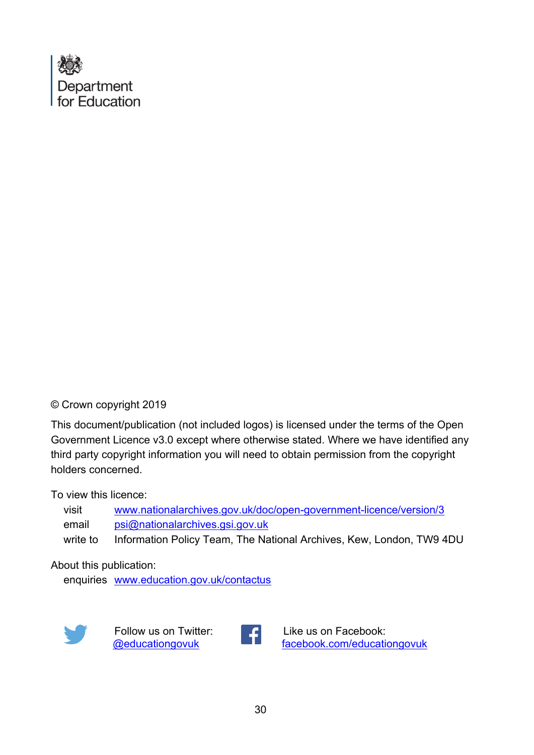Department for Education

© Crown copyright 2019

This document/publication (not included logos) is licensed under the terms of the Open Government Licence v3.0 except where otherwise stated. Where we have identified any third party copyright information you will need to obtain permission from the copyright holders concerned.

To view this licence:

| | |
|---|---|
| visit | www.nationalarchives.gov.uk/doc/open-government-licence/version/3 |
| email | psi@nationalarchives.gsi.gov.uk |
| write to | Information Policy Team, The National Archives, Kew, London, TW9 4DU |

About this publication:

| | |
|---|---|
| enquiries | www.education.gov.uk/contactus |

Follow us on Twitter: @educationgovuk

Like us on Facebook: facebook.com/educationgovuk